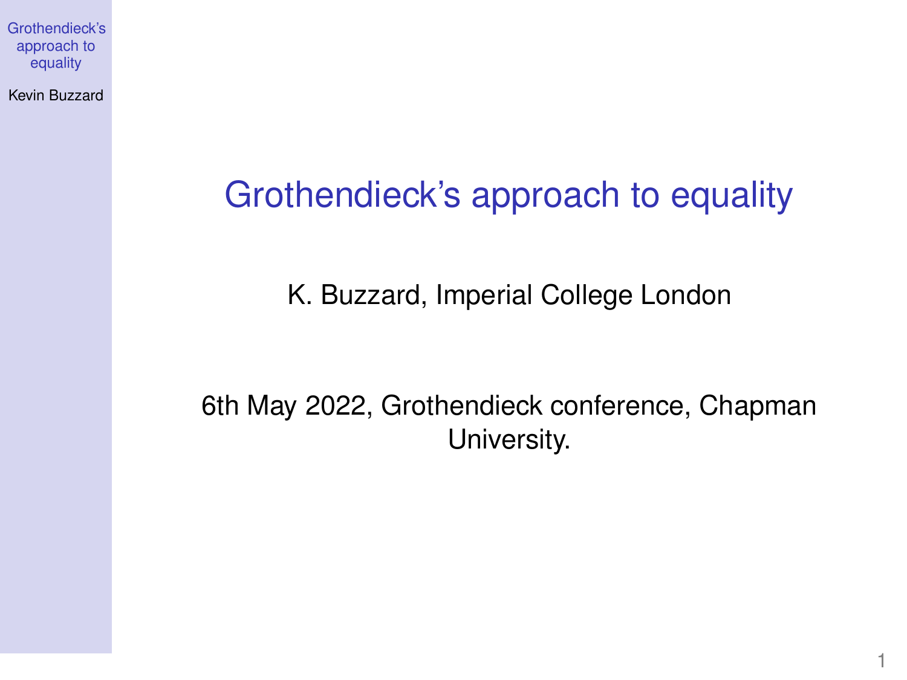# Grothendieck's approach to equality

K. Buzzard, Imperial College London

6th May 2022, Grothendieck conference, Chapman University.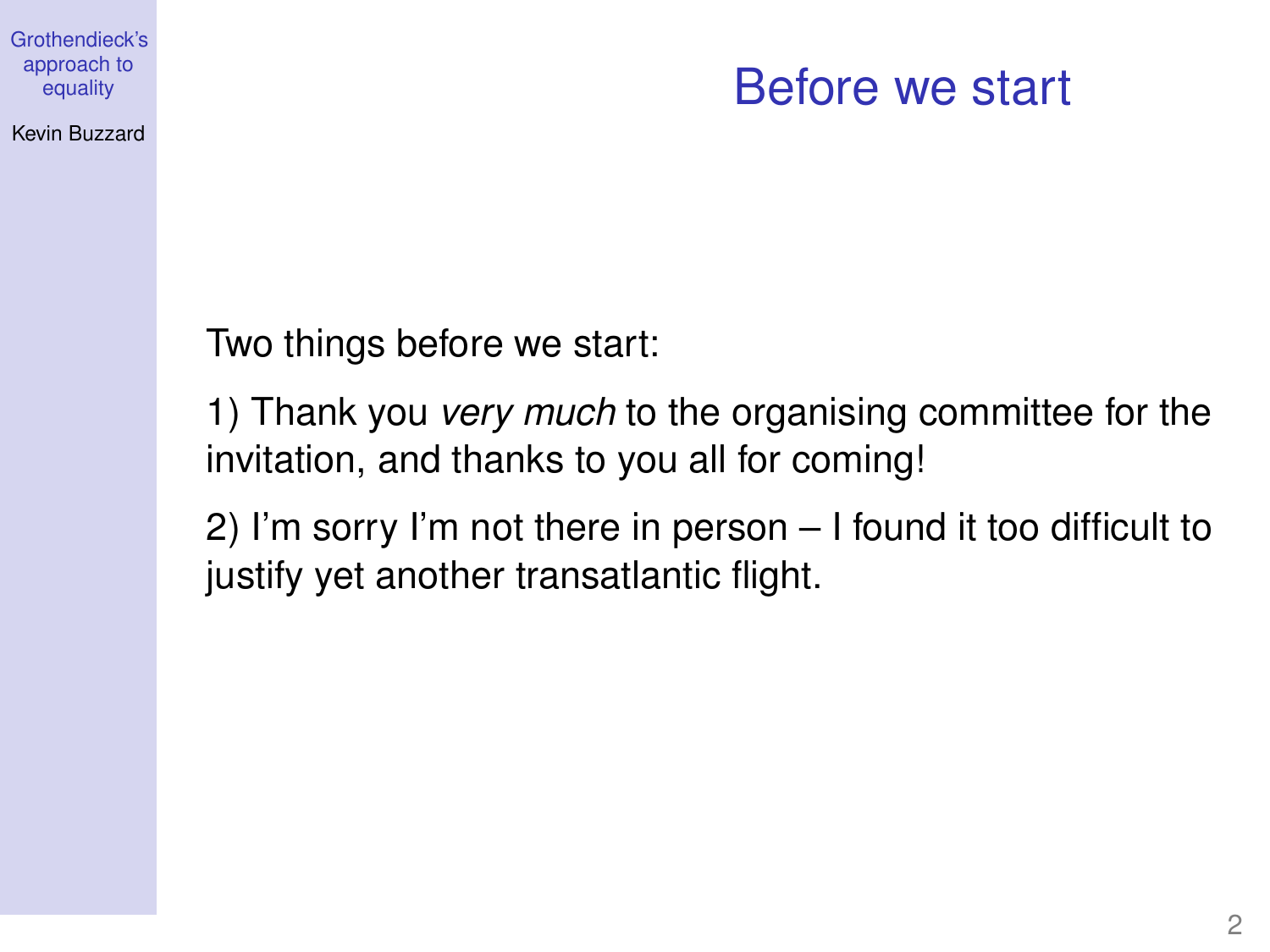# Before we start

Two things before we start:

1) Thank you *very much* to the organising committee for the invitation, and thanks to you all for coming!

2) I'm sorry I'm not there in person – I found it too difficult to justify yet another transatlantic flight.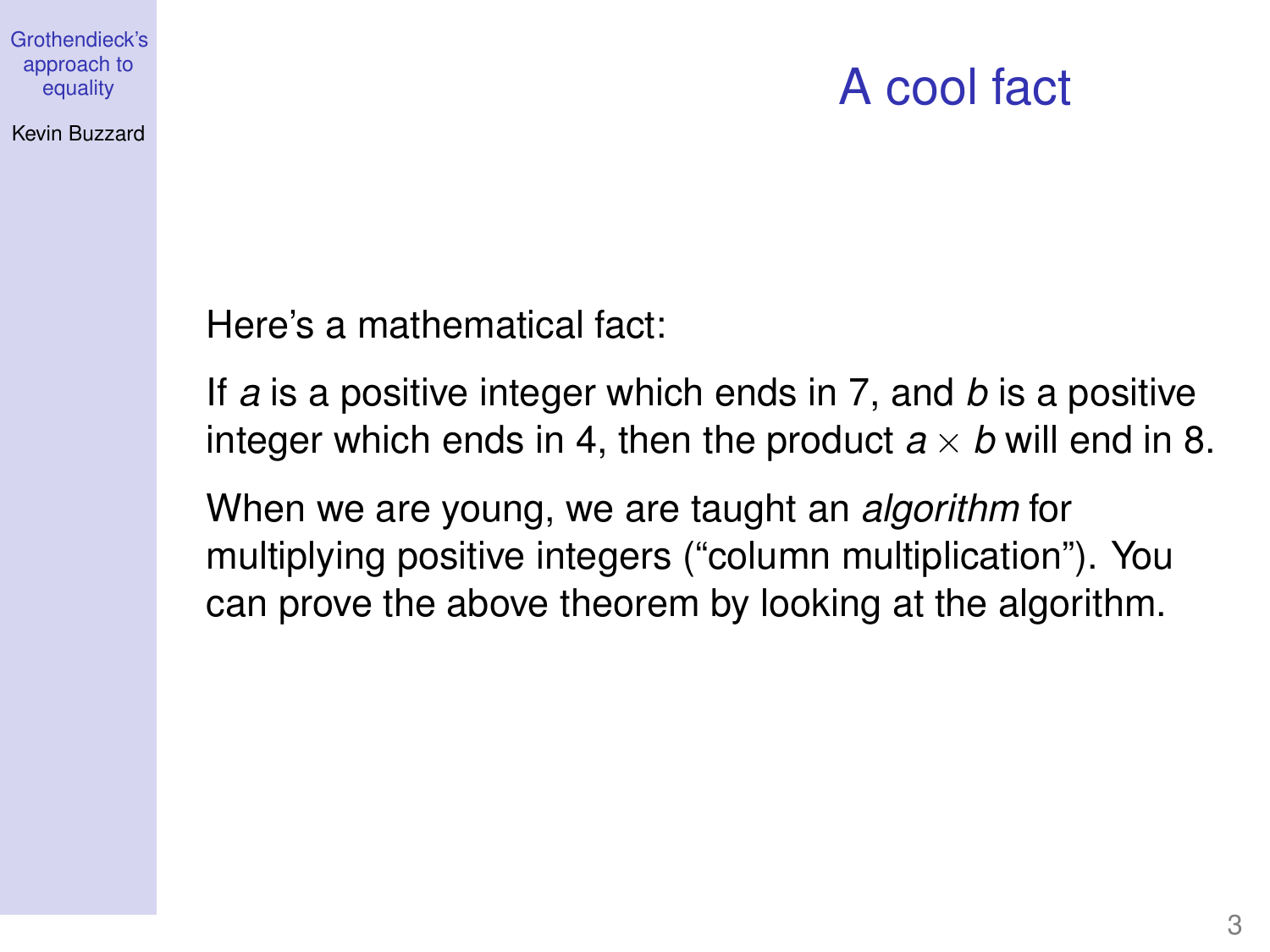# A cool fact

Here's a mathematical fact:

If $a$ is a positive integer which ends in 7, and $b$ is a positive integer which ends in 4, then the product $a \times b$ will end in 8.

When we are young, we are taught an *algorithm* for multiplying positive integers ("column multiplication"). You can prove the above theorem by looking at the algorithm.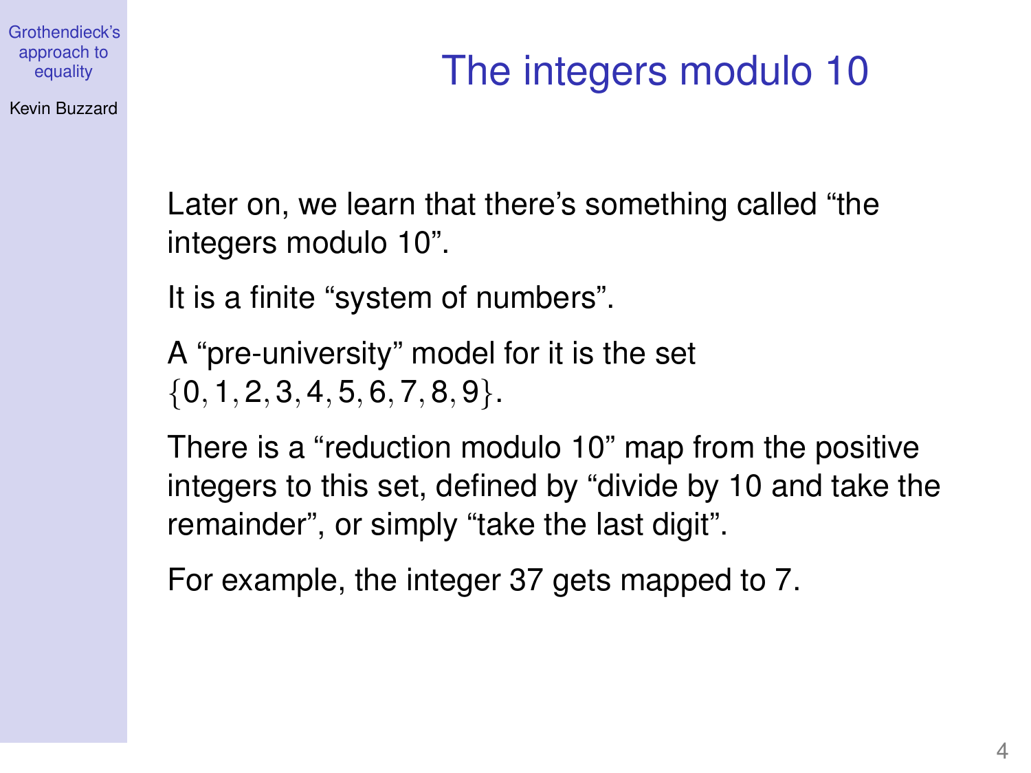# The integers modulo 10

Later on, we learn that there's something called "the integers modulo 10".

It is a finite "system of numbers".

A "pre-university" model for it is the set $\{0, 1, 2, 3, 4, 5, 6, 7, 8, 9\}$.

There is a "reduction modulo 10" map from the positive integers to this set, defined by "divide by 10 and take the remainder", or simply "take the last digit".

For example, the integer 37 gets mapped to 7.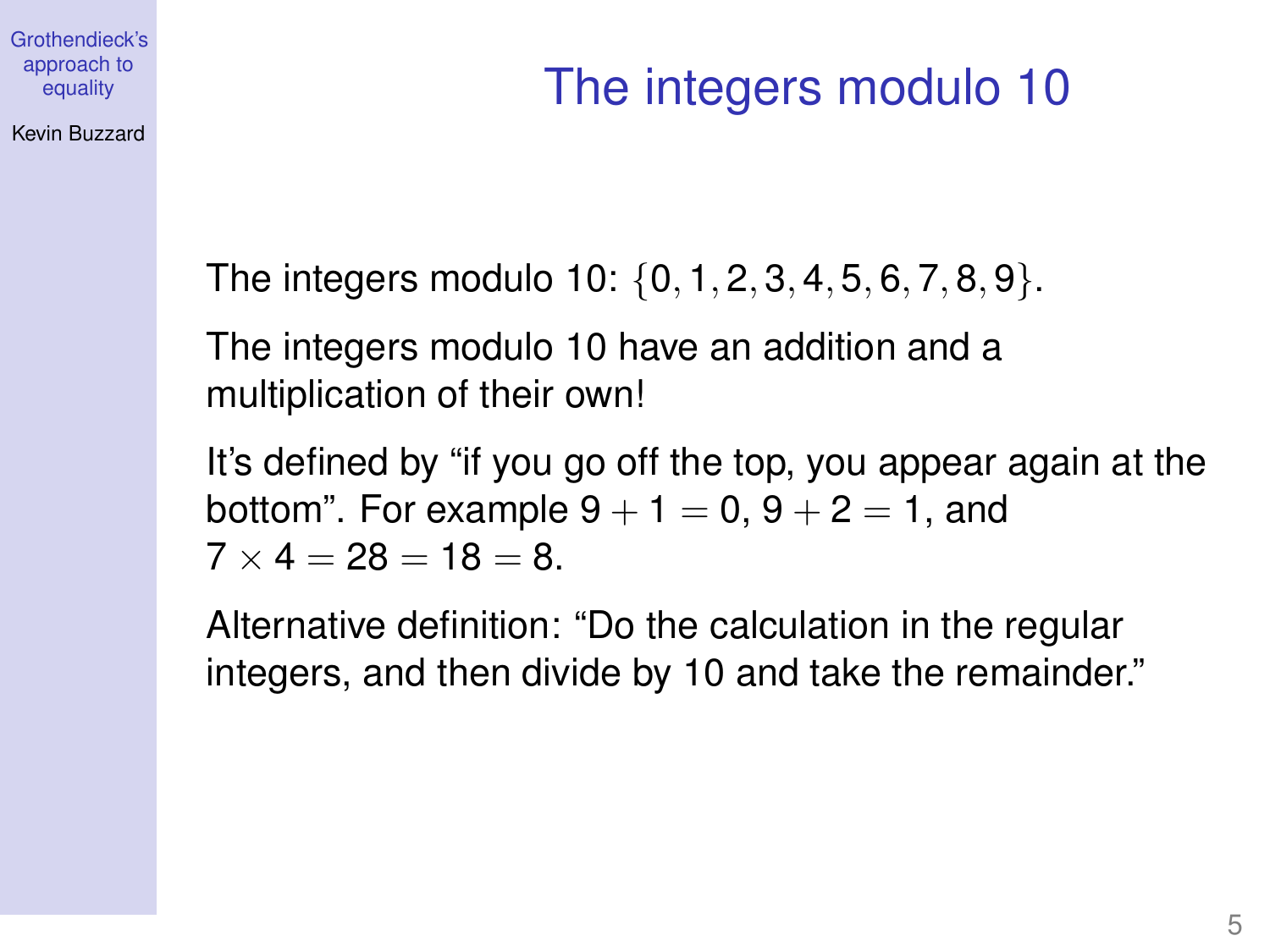# The integers modulo 10

The integers modulo 10: $\{0, 1, 2, 3, 4, 5, 6, 7, 8, 9\}$.

The integers modulo 10 have an addition and a multiplication of their own!

It's defined by "if you go off the top, you appear again at the bottom". For example $9 + 1 = 0$, $9 + 2 = 1$, and $7 \times 4 = 28 = 18 = 8$.

Alternative definition: "Do the calculation in the regular integers, and then divide by 10 and take the remainder."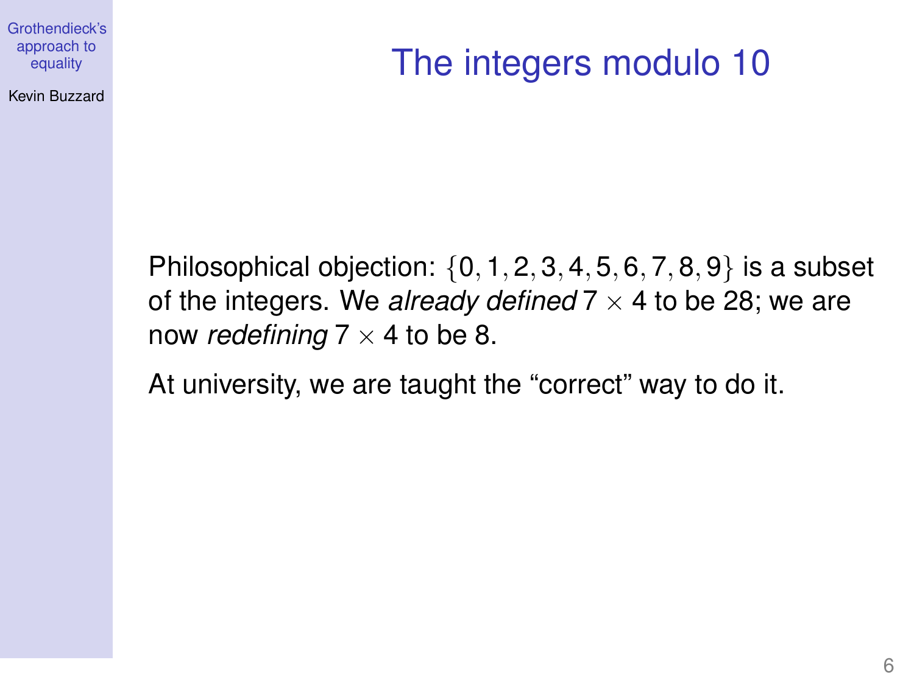# The integers modulo 10

Philosophical objection: $\{0, 1, 2, 3, 4, 5, 6, 7, 8, 9\}$ is a subset of the integers. We *already defined* $7 \times 4$ to be 28; we are now *redefining* $7 \times 4$ to be 8.

At university, we are taught the "correct" way to do it.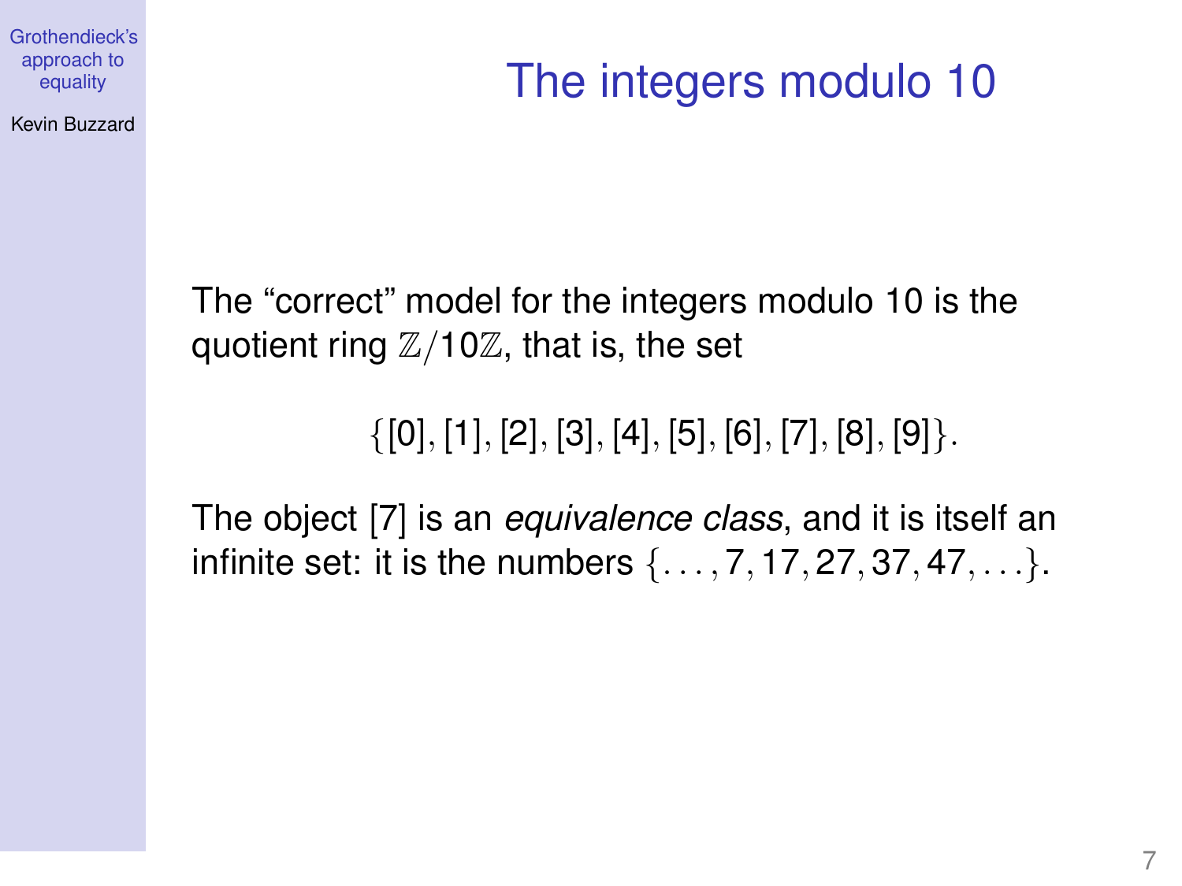# The integers modulo 10

The "correct" model for the integers modulo 10 is the quotient ring $\mathbb{Z}/10\mathbb{Z}$, that is, the set

$$\{[0], [1], [2], [3], [4], [5], [6], [7], [8], [9]\}.$$

The object [7] is an *equivalence class*, and it is itself an infinite set: it is the numbers $\{\ldots, 7, 17, 27, 37, 47, \ldots\}$.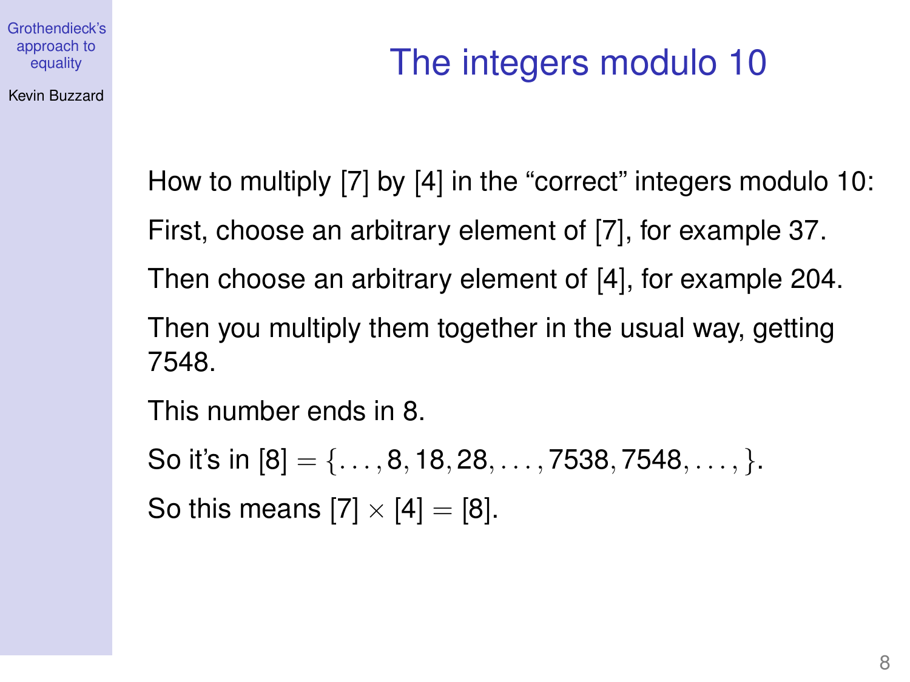# The integers modulo 10

How to multiply [7] by [4] in the "correct" integers modulo 10:

First, choose an arbitrary element of [7], for example 37.

Then choose an arbitrary element of [4], for example 204.

Then you multiply them together in the usual way, getting 7548.

This number ends in 8.

So it's in $[8] = \{\ldots, 8, 18, 28, \ldots, 7538, 7548, \ldots, \}$.

So this means $[7] \times [4] = [8]$.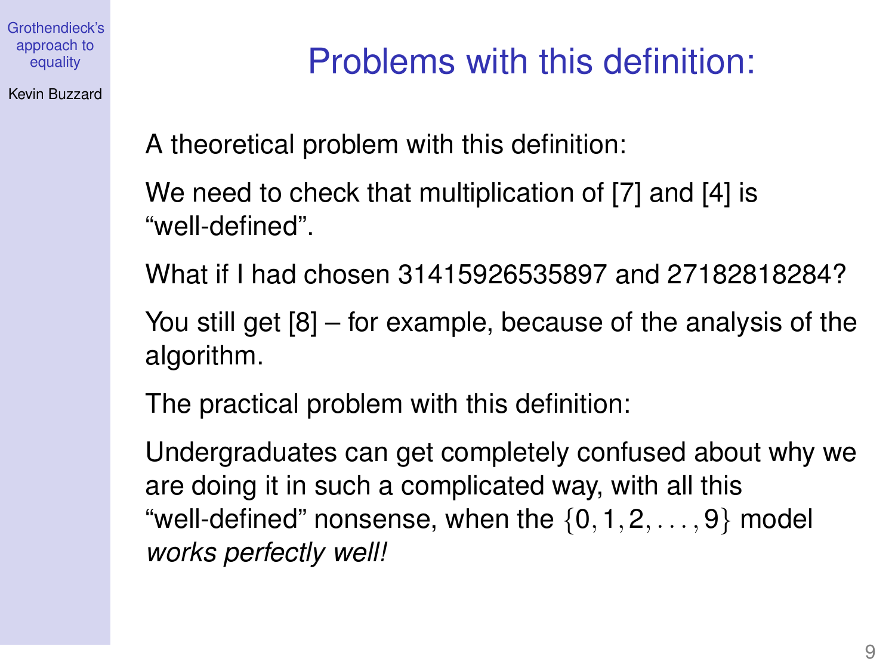# Problems with this definition:

A theoretical problem with this definition:

We need to check that multiplication of [7] and [4] is "well-defined".

What if I had chosen 31415926535897 and 27182818284?

You still get [8] – for example, because of the analysis of the algorithm.

The practical problem with this definition:

Undergraduates can get completely confused about why we are doing it in such a complicated way, with all this "well-defined" nonsense, when the $\{0, 1, 2, \ldots, 9\}$ model *works perfectly well!*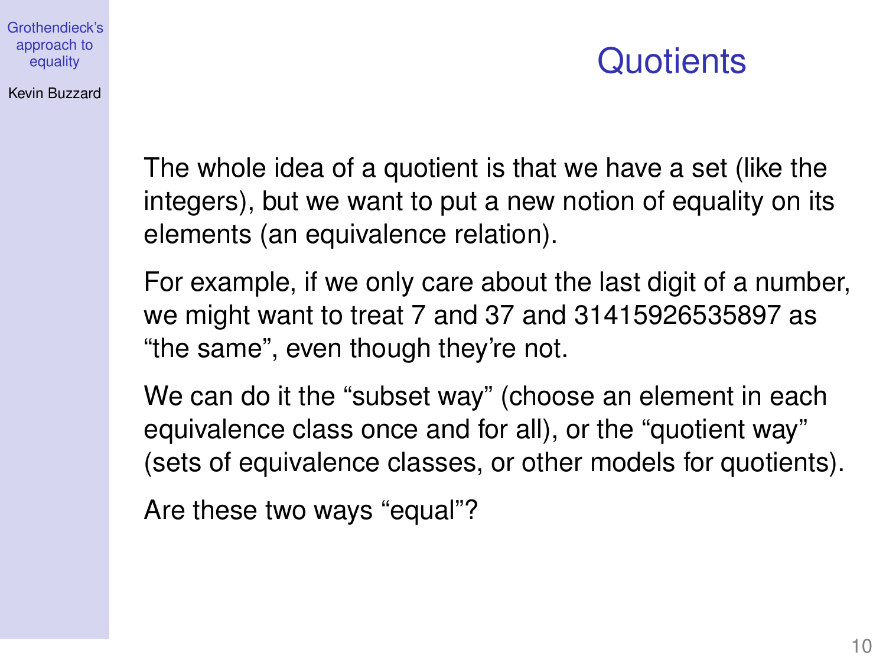# Quotients

The whole idea of a quotient is that we have a set (like the integers), but we want to put a new notion of equality on its elements (an equivalence relation).

For example, if we only care about the last digit of a number, we might want to treat 7 and 37 and 31415926535897 as “the same”, even though they’re not.

We can do it the “subset way” (choose an element in each equivalence class once and for all), or the “quotient way” (sets of equivalence classes, or other models for quotients).

Are these two ways “equal”?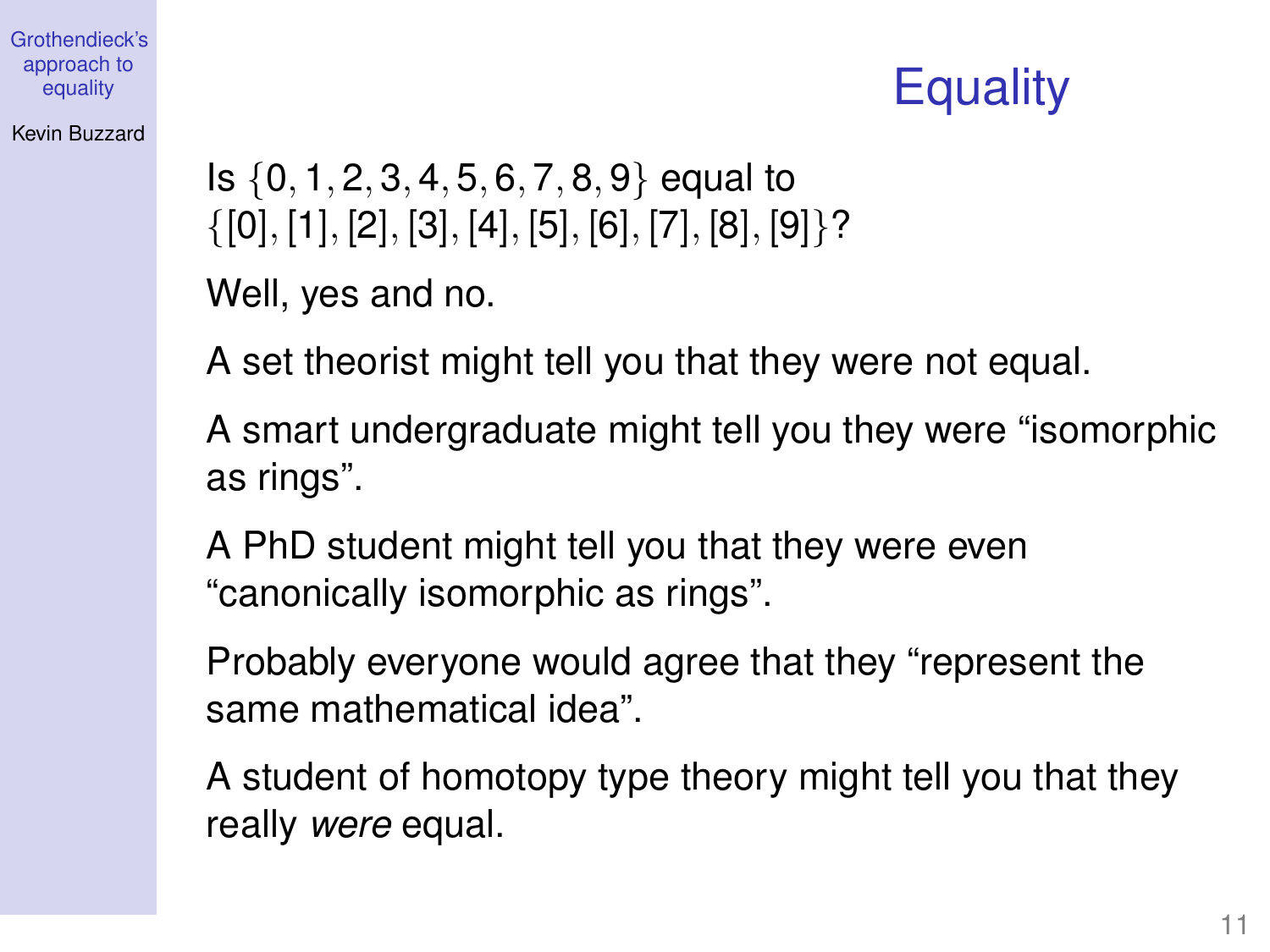# Equality

Is $\{0, 1, 2, 3, 4, 5, 6, 7, 8, 9\}$ equal to $\{[0], [1], [2], [3], [4], [5], [6], [7], [8], [9]\}$?

Well, yes and no.

A set theorist might tell you that they were not equal.

A smart undergraduate might tell you they were "isomorphic as rings".

A PhD student might tell you that they were even "canonically isomorphic as rings".

Probably everyone would agree that they "represent the same mathematical idea".

A student of homotopy type theory might tell you that they really *were* equal.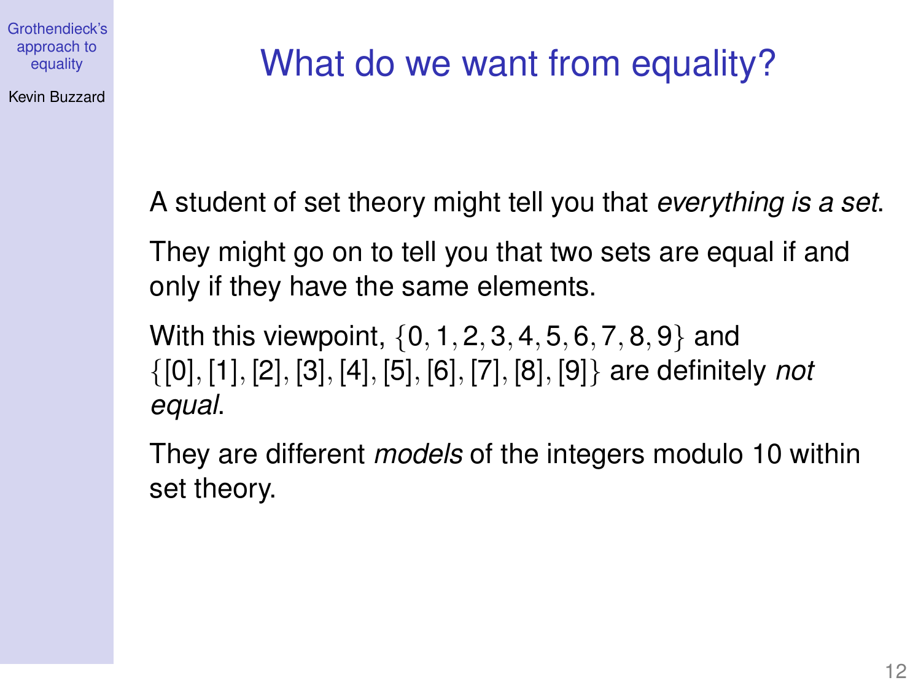# What do we want from equality?

A student of set theory might tell you that *everything is a set*.

They might go on to tell you that two sets are equal if and only if they have the same elements.

With this viewpoint, $\{0, 1, 2, 3, 4, 5, 6, 7, 8, 9\}$ and $\{[0], [1], [2], [3], [4], [5], [6], [7], [8], [9]\}$ are definitely *not equal*.

They are different *models* of the integers modulo 10 within set theory.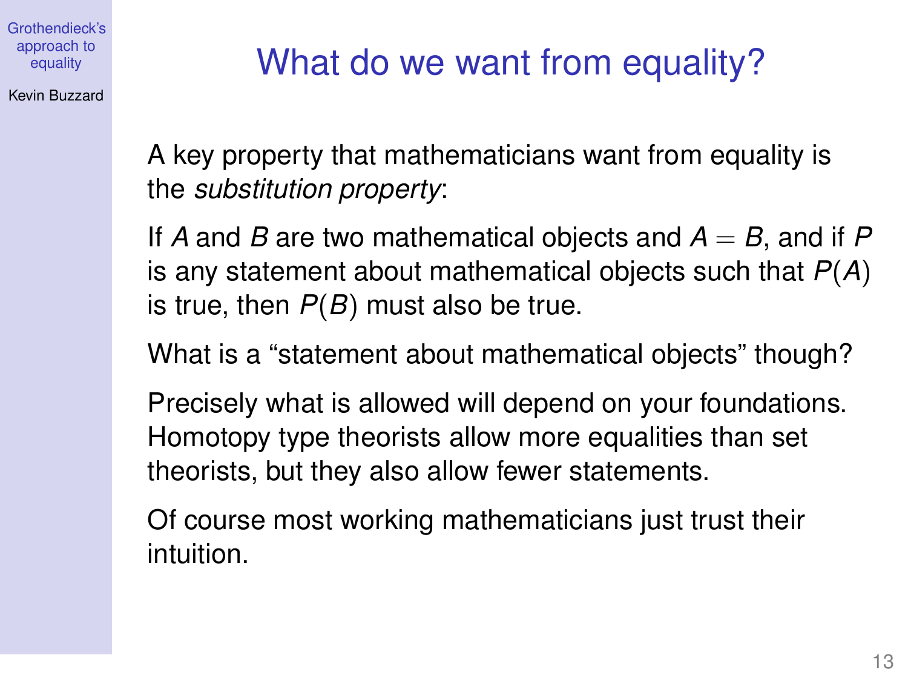# What do we want from equality?

A key property that mathematicians want from equality is the *substitution property*:

If $A$ and $B$ are two mathematical objects and $A = B$, and if $P$ is any statement about mathematical objects such that $P(A)$ is true, then $P(B)$ must also be true.

What is a "statement about mathematical objects" though?

Precisely what is allowed will depend on your foundations. Homotopy type theorists allow more equalities than set theorists, but they also allow fewer statements.

Of course most working mathematicians just trust their intuition.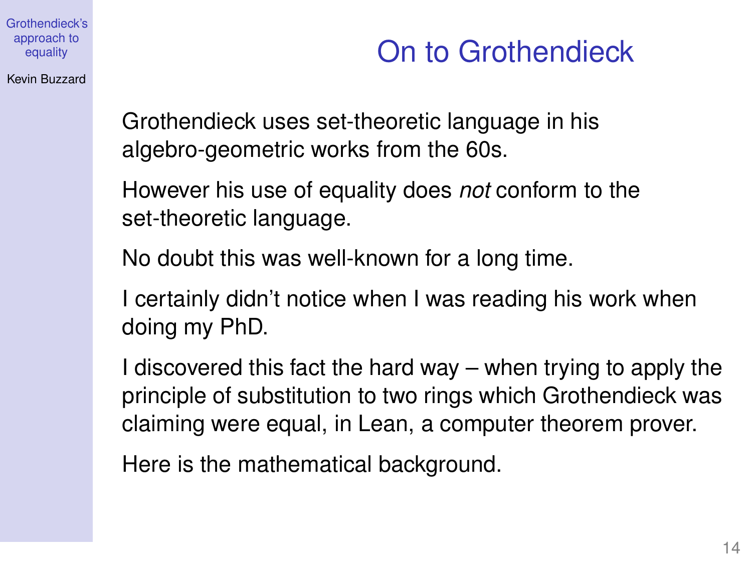# On to Grothendieck

Grothendieck uses set-theoretic language in his algebro-geometric works from the 60s.

However his use of equality does *not* conform to the set-theoretic language.

No doubt this was well-known for a long time.

I certainly didn't notice when I was reading his work when doing my PhD.

I discovered this fact the hard way – when trying to apply the principle of substitution to two rings which Grothendieck was claiming were equal, in Lean, a computer theorem prover.

Here is the mathematical background.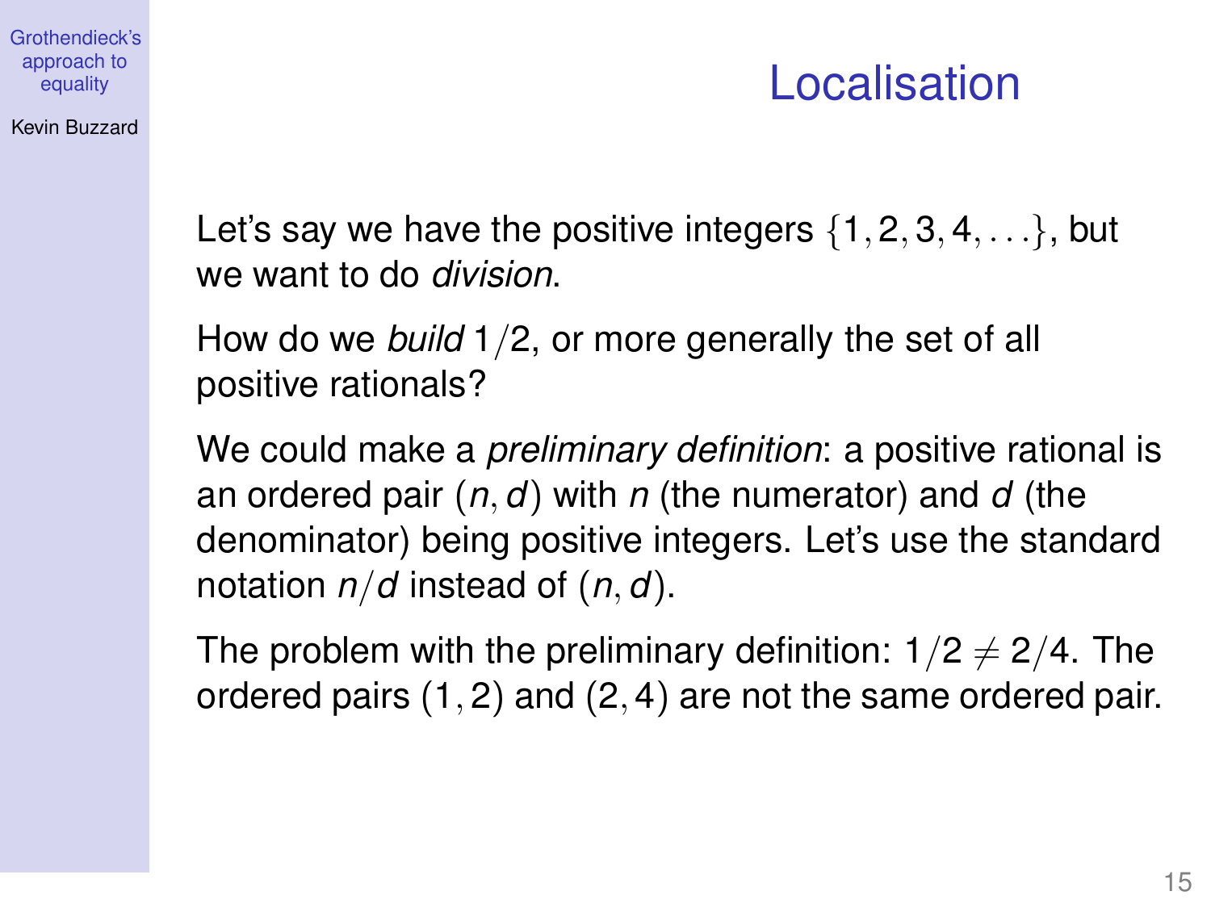# Localisation

Let's say we have the positive integers $\{1, 2, 3, 4, \ldots\}$, but we want to do *division*.

How do we *build* $1/2$, or more generally the set of all positive rationals?

We could make a *preliminary definition*: a positive rational is an ordered pair $(n, d)$ with $n$ (the numerator) and $d$ (the denominator) being positive integers. Let's use the standard notation $n/d$ instead of $(n, d)$.

The problem with the preliminary definition: $1/2 \neq 2/4$. The ordered pairs $(1, 2)$ and $(2, 4)$ are not the same ordered pair.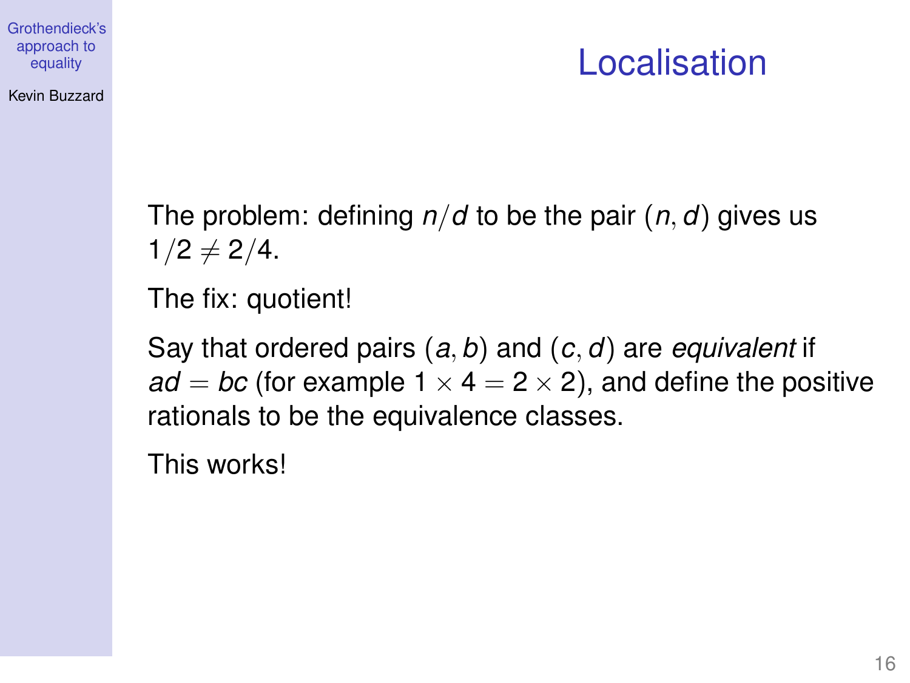# Localisation

The problem: defining $n/d$ to be the pair $(n, d)$ gives us $1/2 \neq 2/4$.

The fix: quotient!

Say that ordered pairs $(a, b)$ and $(c, d)$ are *equivalent* if $ad = bc$ (for example $1 \times 4 = 2 \times 2$), and define the positive rationals to be the equivalence classes.

This works!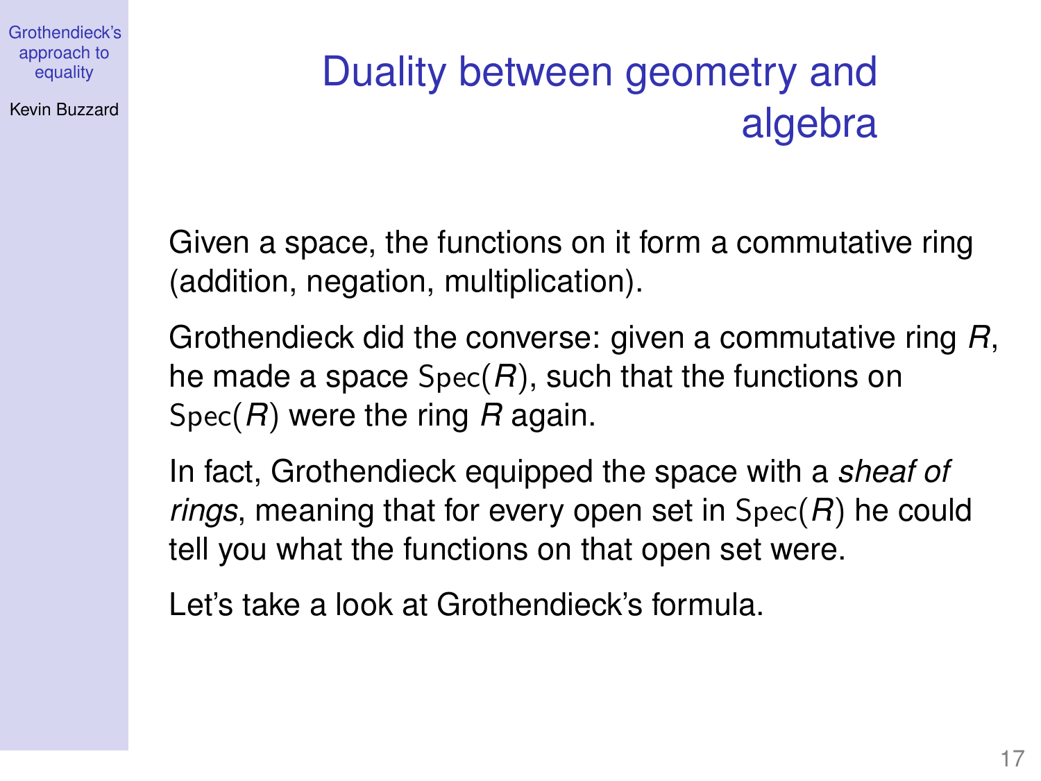# Duality between geometry and algebra

Given a space, the functions on it form a commutative ring (addition, negation, multiplication).

Grothendieck did the converse: given a commutative ring $R$, he made a space $\mathrm{Spec}(R)$, such that the functions on $\mathrm{Spec}(R)$ were the ring $R$ again.

In fact, Grothendieck equipped the space with a *sheaf of rings*, meaning that for every open set in $\mathrm{Spec}(R)$ he could tell you what the functions on that open set were.

Let's take a look at Grothendieck's formula.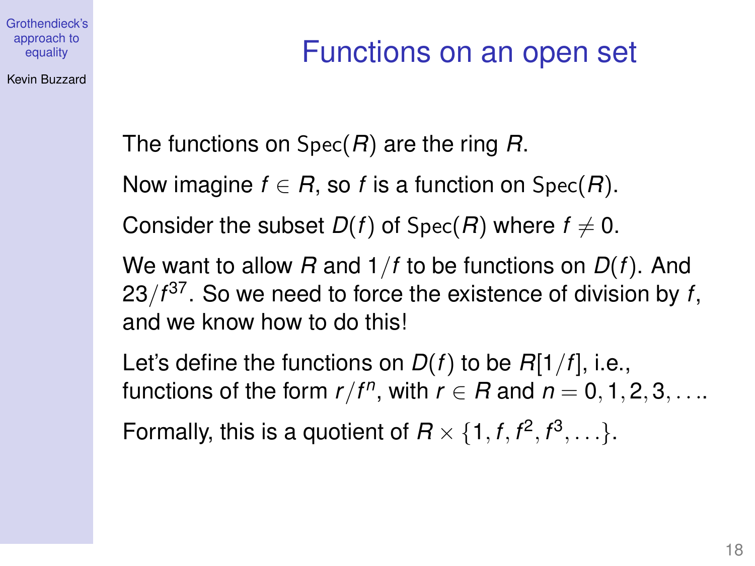# Functions on an open set

The functions on $\mathrm{Spec}(R)$ are the ring $R$.

Now imagine $f \in R$, so $f$ is a function on $\mathrm{Spec}(R)$.

Consider the subset $D(f)$ of $\mathrm{Spec}(R)$ where $f \neq 0$.

We want to allow $R$ and $1/f$ to be functions on $D(f)$. And $23/f^{37}$. So we need to force the existence of division by $f$, and we know how to do this!

Let's define the functions on $D(f)$ to be $R[1/f]$, i.e., functions of the form $r/f^n$, with $r \in R$ and $n = 0, 1, 2, 3, \ldots$.

Formally, this is a quotient of $R \times \{1, f, f^2, f^3, \ldots\}$.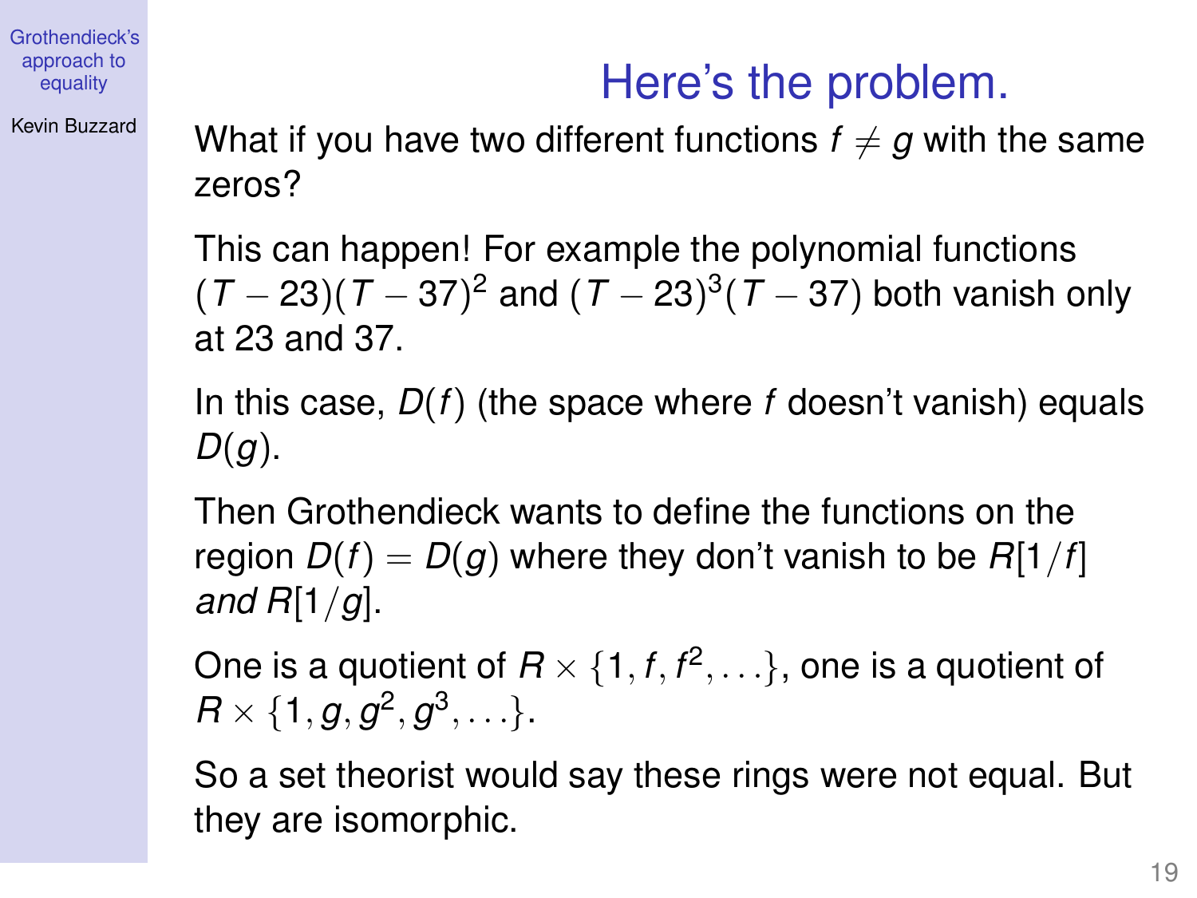# Here's the problem.

What if you have two different functions $f \neq g$ with the same zeros?

This can happen! For example the polynomial functions $(T-23)(T-37)^2$ and $(T-23)^3(T-37)$ both vanish only at 23 and 37.

In this case, $D(f)$ (the space where $f$ doesn't vanish) equals $D(g)$.

Then Grothendieck wants to define the functions on the region $D(f) = D(g)$ where they don't vanish to be $R[1/f]$ *and* $R[1/g]$.

One is a quotient of $R \times \{1, f, f^2, \ldots\}$, one is a quotient of $R \times \{1, g, g^2, g^3, \ldots\}$.

So a set theorist would say these rings were not equal. But they are isomorphic.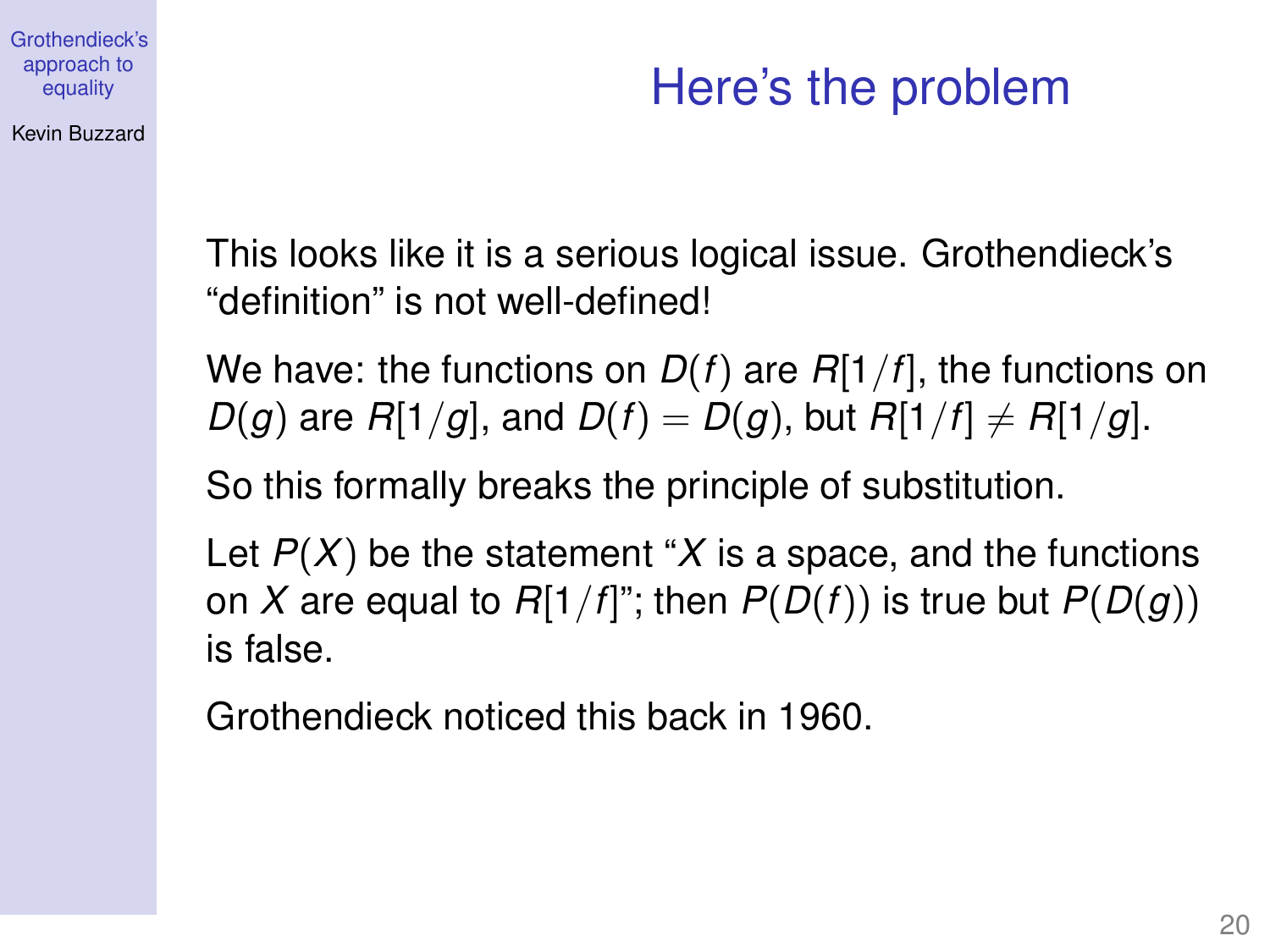# Here's the problem

This looks like it is a serious logical issue. Grothendieck's "definition" is not well-defined!

We have: the functions on $D(f)$ are $R[1/f]$, the functions on $D(g)$ are $R[1/g]$, and $D(f) = D(g)$, but $R[1/f] \neq R[1/g]$.

So this formally breaks the principle of substitution.

Let $P(X)$ be the statement "$X$ is a space, and the functions on $X$ are equal to $R[1/f]$"; then $P(D(f))$ is true but $P(D(g))$ is false.

Grothendieck noticed this back in 1960.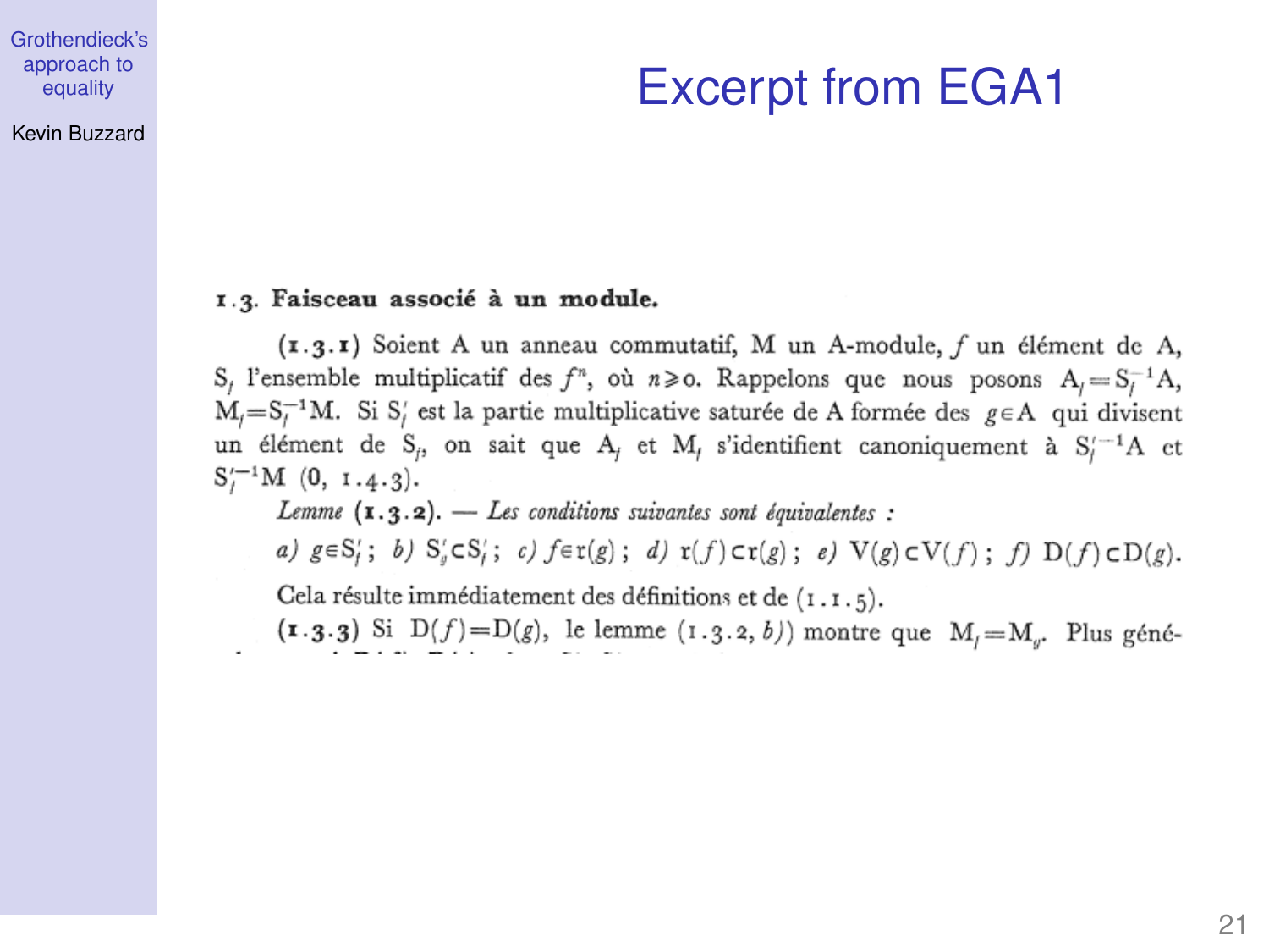# Excerpt from EGA1

**1.3. Faisceau associé à un module.**

(**1.3.1**) Soient A un anneau commutatif, M un A-module, $f$ un élément de A, $S_f$ l'ensemble multiplicatif des $f^n$, où $n \geqslant 0$. Rappelons que nous posons $A_f = S_f^{-1}A$, $M_f = S_f^{-1}M$. Si $S'_f$ est la partie multiplicative saturée de A formée des $g \in A$ qui divisent un élément de $S_f$, on sait que $A_f$ et $M_f$ s'identifient canoniquement à $S_f'^{-1}A$ et $S_f'^{-1}M$ (0, 1.4.3).

*Lemme* (**1.3.2**). — *Les conditions suivantes sont équivalentes :*

*a)* $g \in S'_f$ ; *b)* $S'_g \subset S'_f$ ; *c)* $f \in \mathfrak{r}(g)$ ; *d)* $\mathfrak{r}(f) \subset \mathfrak{r}(g)$ ; *e)* $V(g) \subset V(f)$ ; *f)* $D(f) \subset D(g)$.

Cela résulte immédiatement des définitions et de (1.1.5).

(**1.3.3**) Si $D(f) = D(g)$, le lemme (1.3.2, *b*)) montre que $M_f = M_g$. Plus géné-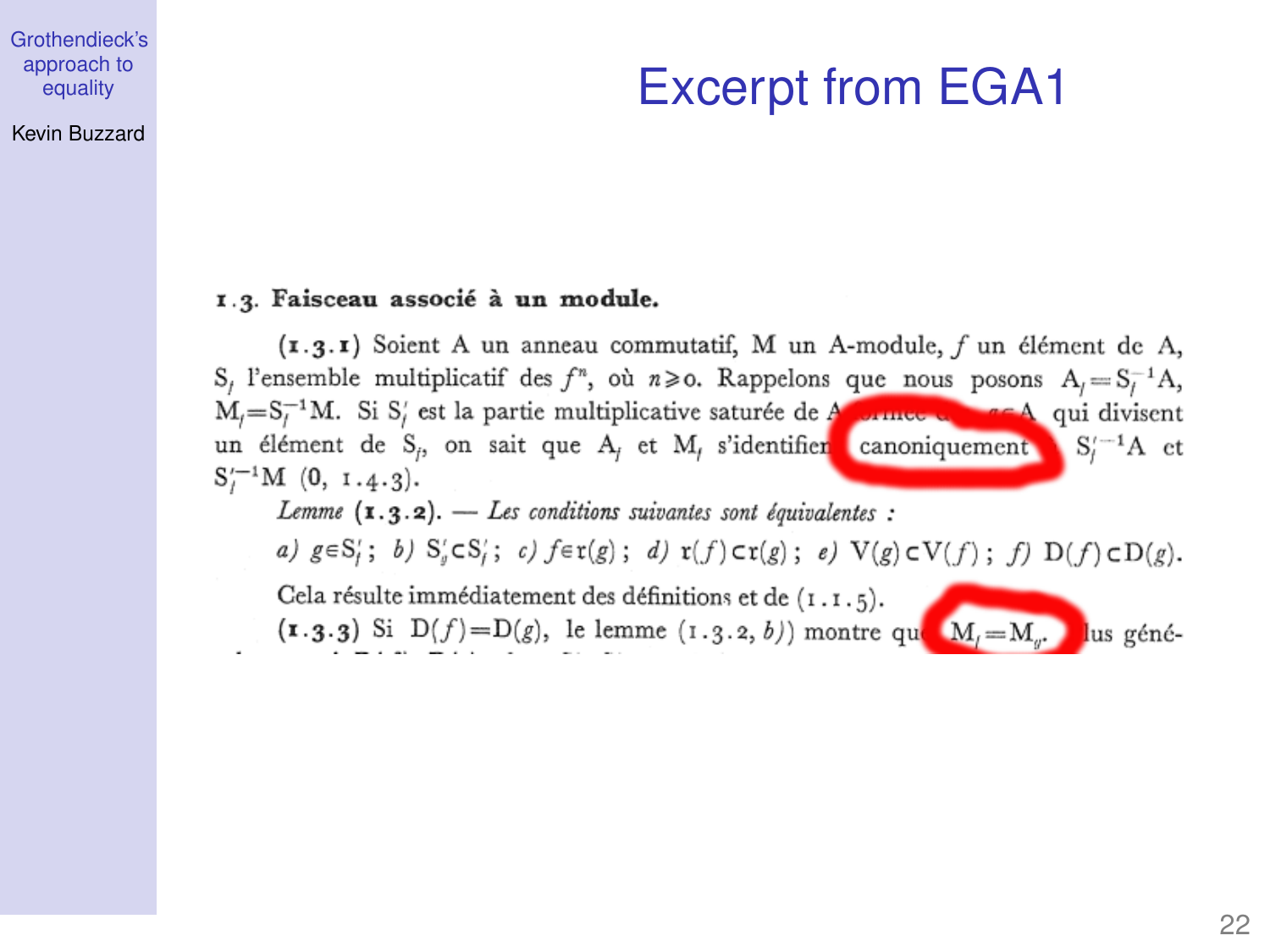# Excerpt from EGA1

**1.3. Faisceau associé à un module.**

**(1.3.1)** Soient A un anneau commutatif, M un A-module, $f$ un élément de A, $S_f$ l'ensemble multiplicatif des $f^n$, où $n \geqslant 0$. Rappelons que nous posons $A_f = S_f^{-1}A$, $M_f = S_f^{-1}M$. Si $S'_f$ est la partie multiplicative saturée de A formée des $g \in A$ qui divisent un élément de $S_f$, on sait que $A_f$ et $M_f$ s'identifient canoniquement à $S_f'^{-1}A$ et $S_f'^{-1}M$ (0, 1.4.3).

*Lemme* **(1.3.2).** — *Les conditions suivantes sont équivalentes :*

*a)* $g \in S'_f$ ; *b)* $S'_g \subset S'_f$ ; *c)* $f \in \mathfrak{r}(g)$ ; *d)* $\mathfrak{r}(f) \subset \mathfrak{r}(g)$ ; *e)* $V(g) \subset V(f)$ ; *f)* $D(f) \subset D(g)$.

Cela résulte immédiatement des définitions et de (1.1.5).

**(1.3.3)** Si $D(f) = D(g)$, le lemme (1.3.2, *b)*) montre que $M_f = M_g$. Plus géné-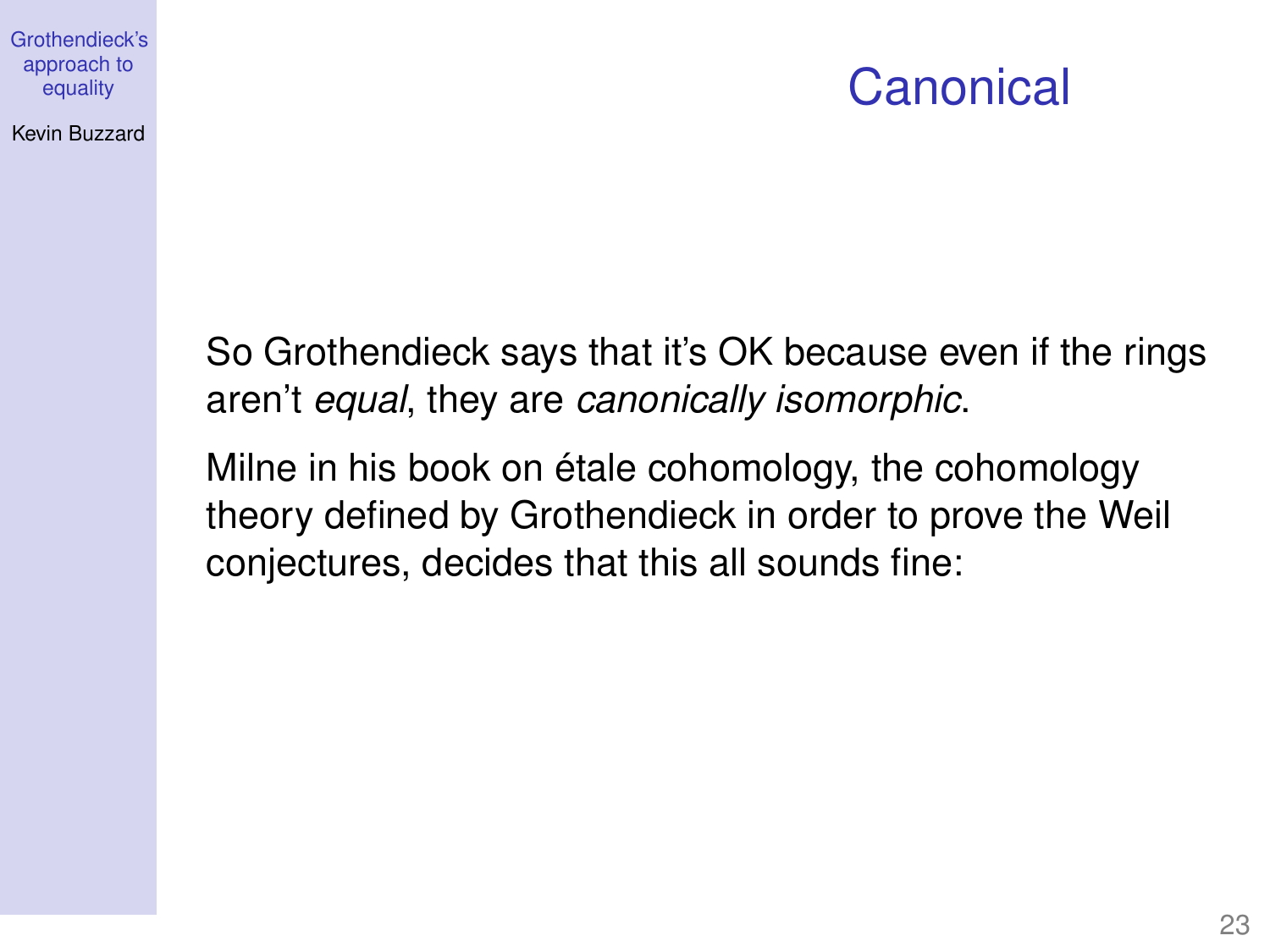# Canonical

So Grothendieck says that it's OK because even if the rings aren't *equal*, they are *canonically isomorphic*.

Milne in his book on étale cohomology, the cohomology theory defined by Grothendieck in order to prove the Weil conjectures, decides that this all sounds fine: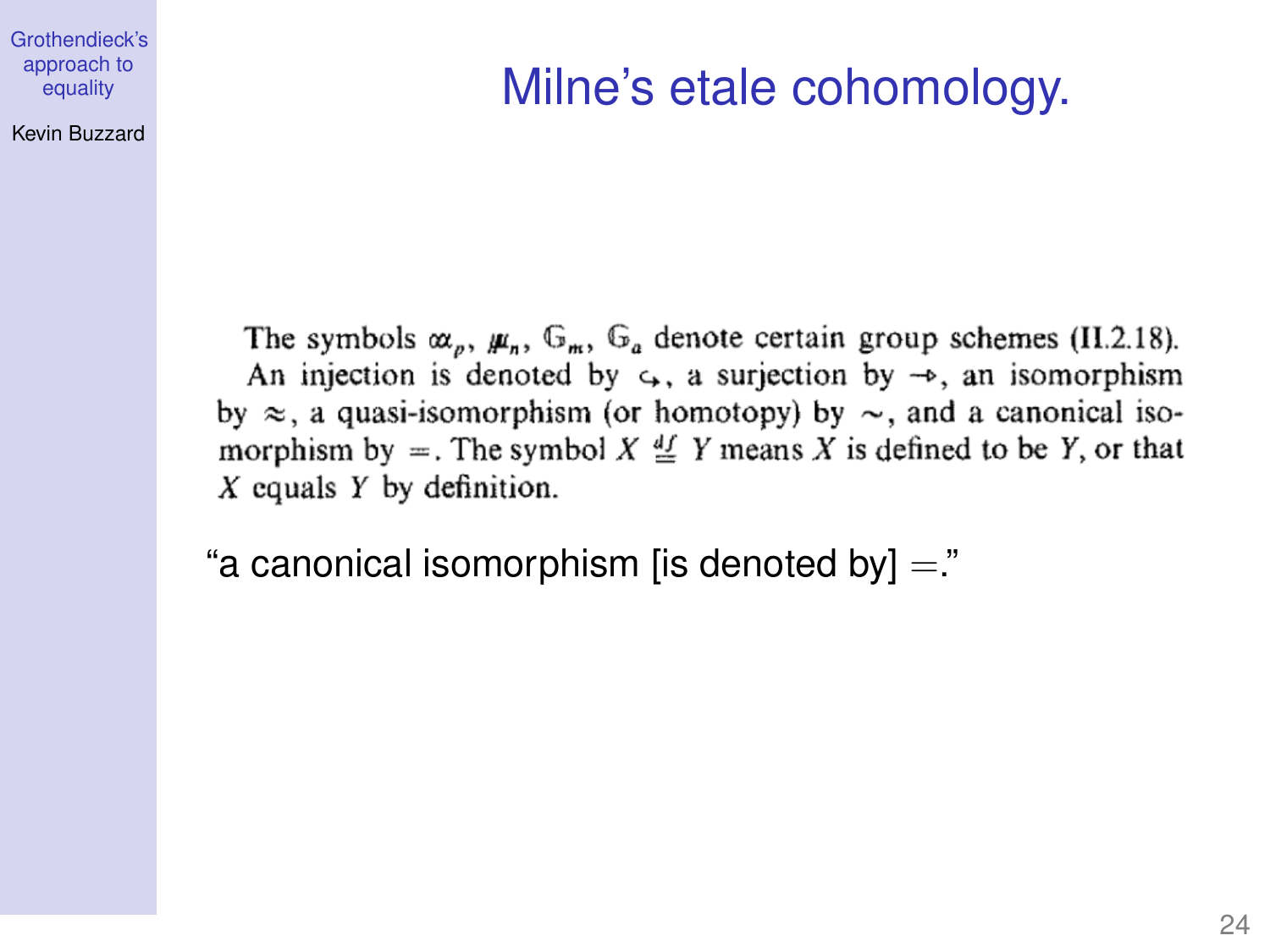# Milne's etale cohomology.

The symbols $\alpha_p$, $\mu_n$, $\mathbb{G}_m$, $\mathbb{G}_a$ denote certain group schemes (II.2.18).
An injection is denoted by $\hookrightarrow$, a surjection by $\twoheadrightarrow$, an isomorphism by $\approx$, a quasi-isomorphism (or homotopy) by $\sim$, and a canonical isomorphism by $=$. The symbol $X \overset{\text{df}}{=} Y$ means $X$ is defined to be $Y$, or that $X$ equals $Y$ by definition.

"a canonical isomorphism [is denoted by] $=$."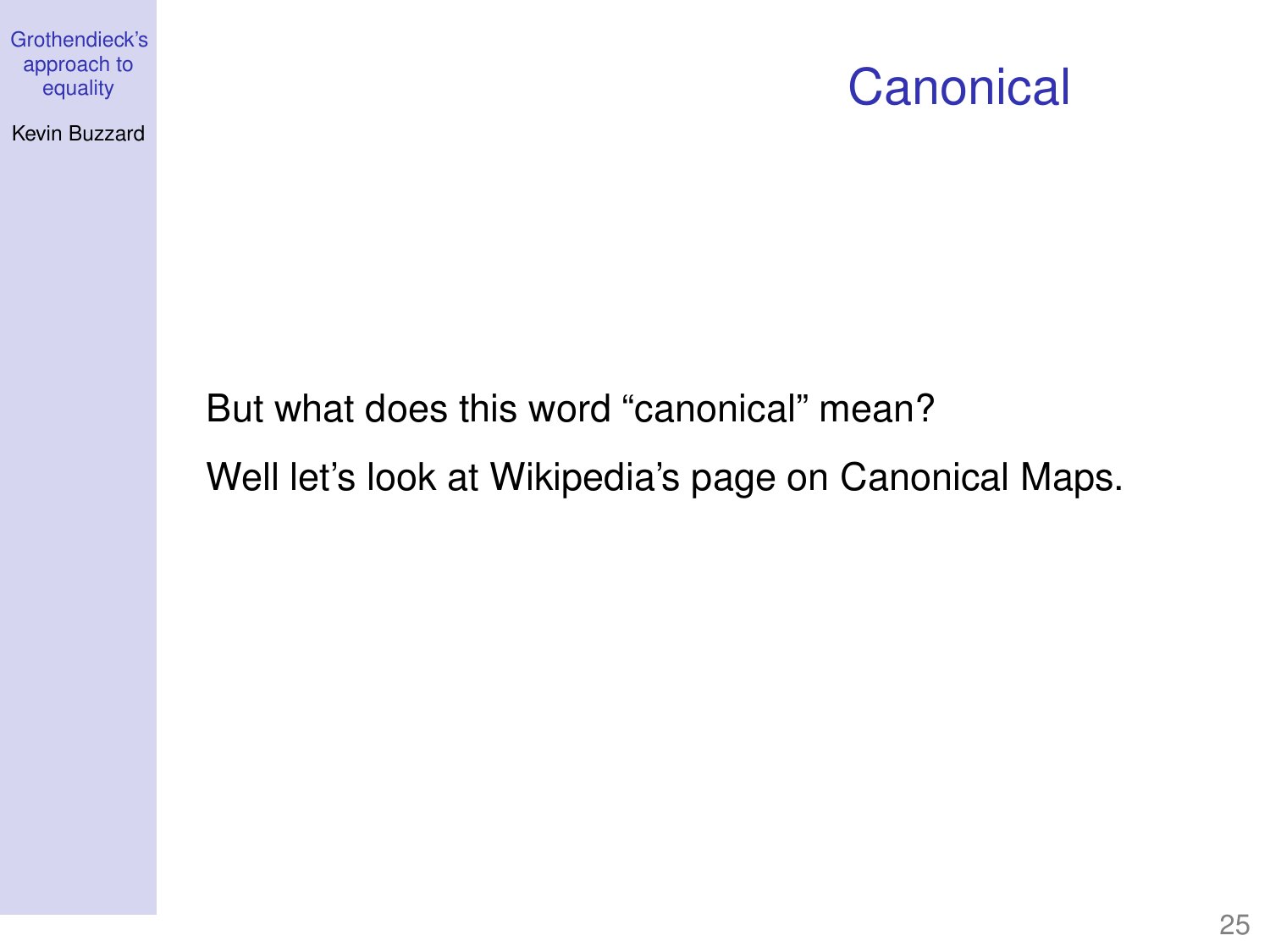# Canonical

But what does this word “canonical” mean?

Well let’s look at Wikipedia’s page on Canonical Maps.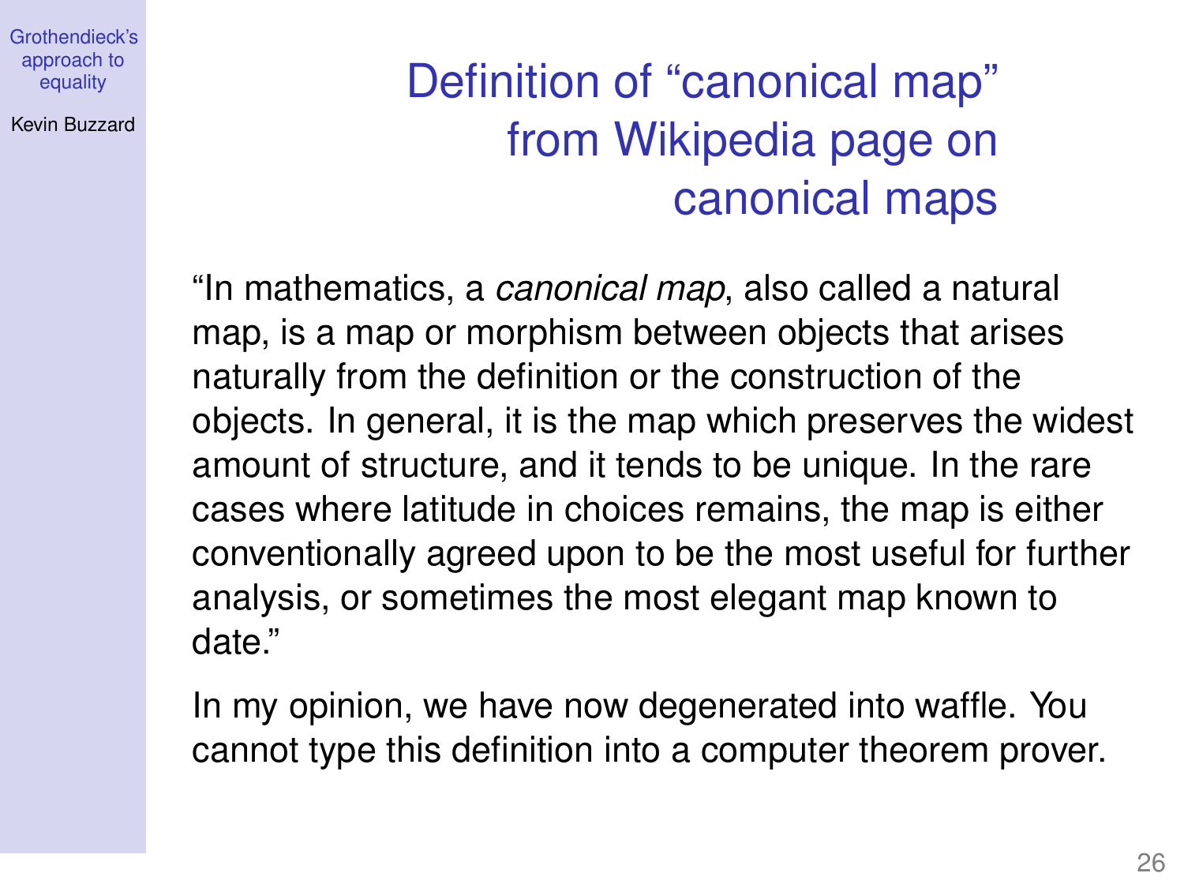# Definition of “canonical map” from Wikipedia page on canonical maps

“In mathematics, a *canonical map*, also called a natural map, is a map or morphism between objects that arises naturally from the definition or the construction of the objects. In general, it is the map which preserves the widest amount of structure, and it tends to be unique. In the rare cases where latitude in choices remains, the map is either conventionally agreed upon to be the most useful for further analysis, or sometimes the most elegant map known to date.”

In my opinion, we have now degenerated into waffle. You cannot type this definition into a computer theorem prover.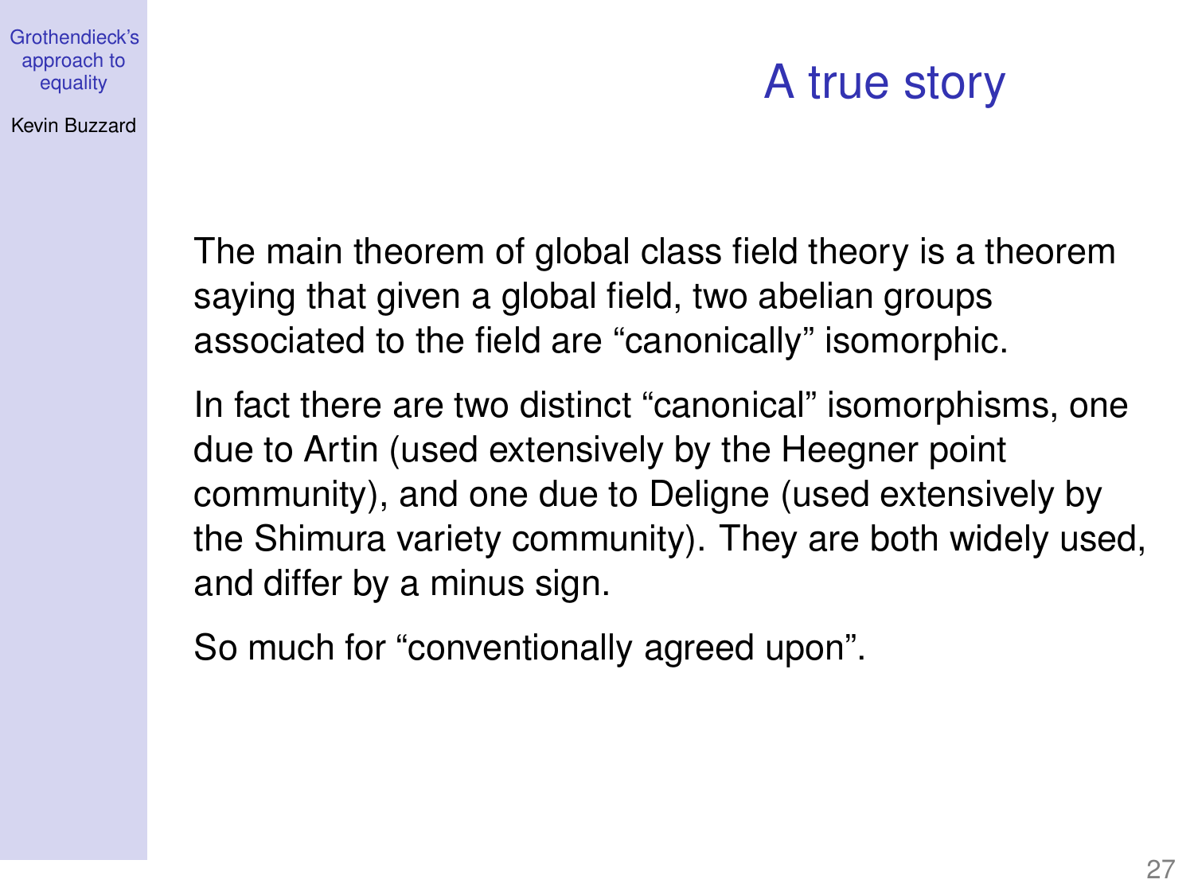# A true story

The main theorem of global class field theory is a theorem saying that given a global field, two abelian groups associated to the field are "canonically" isomorphic.

In fact there are two distinct "canonical" isomorphisms, one due to Artin (used extensively by the Heegner point community), and one due to Deligne (used extensively by the Shimura variety community). They are both widely used, and differ by a minus sign.

So much for "conventionally agreed upon".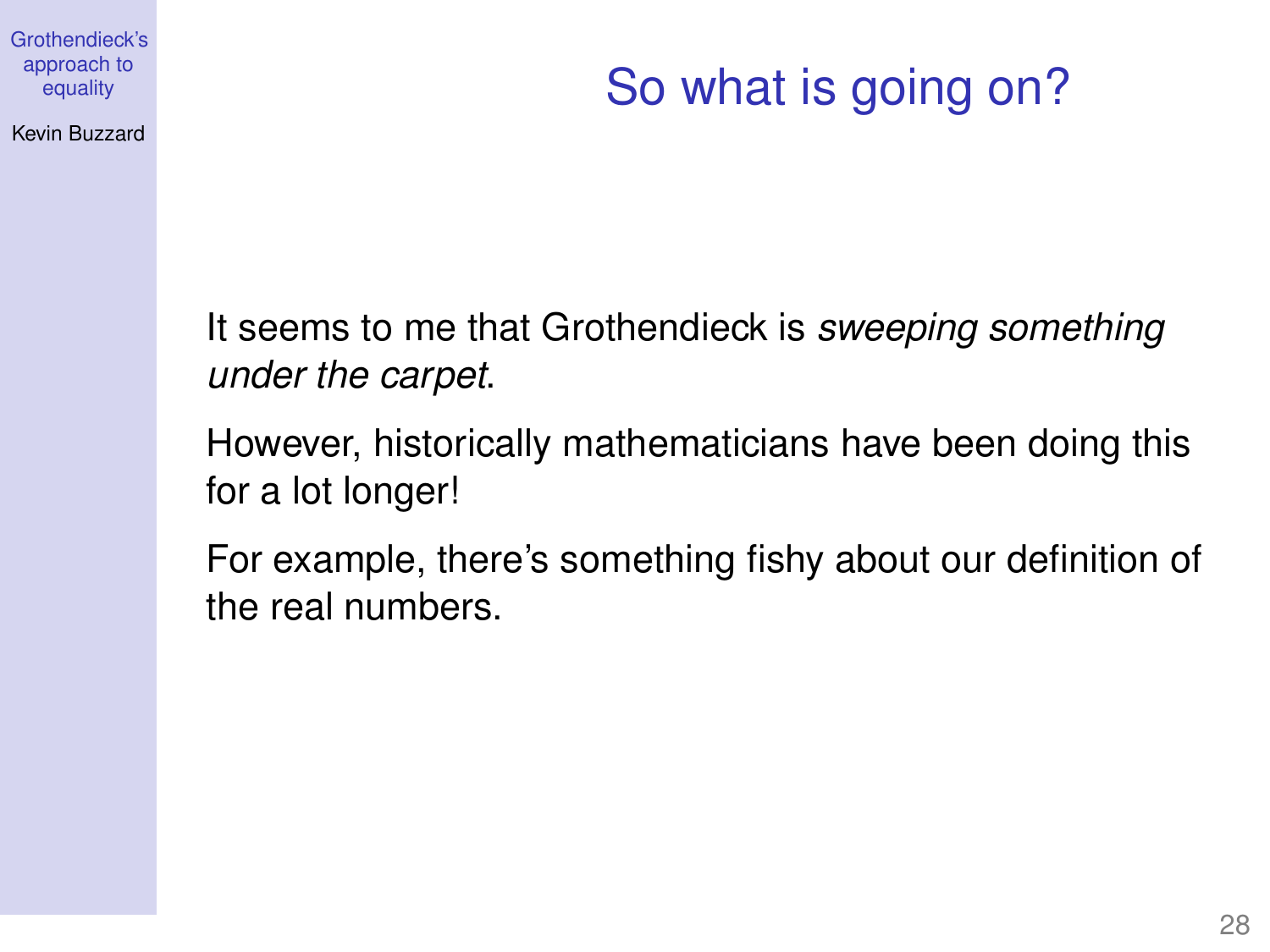# So what is going on?

It seems to me that Grothendieck is *sweeping something under the carpet*.

However, historically mathematicians have been doing this for a lot longer!

For example, there's something fishy about our definition of the real numbers.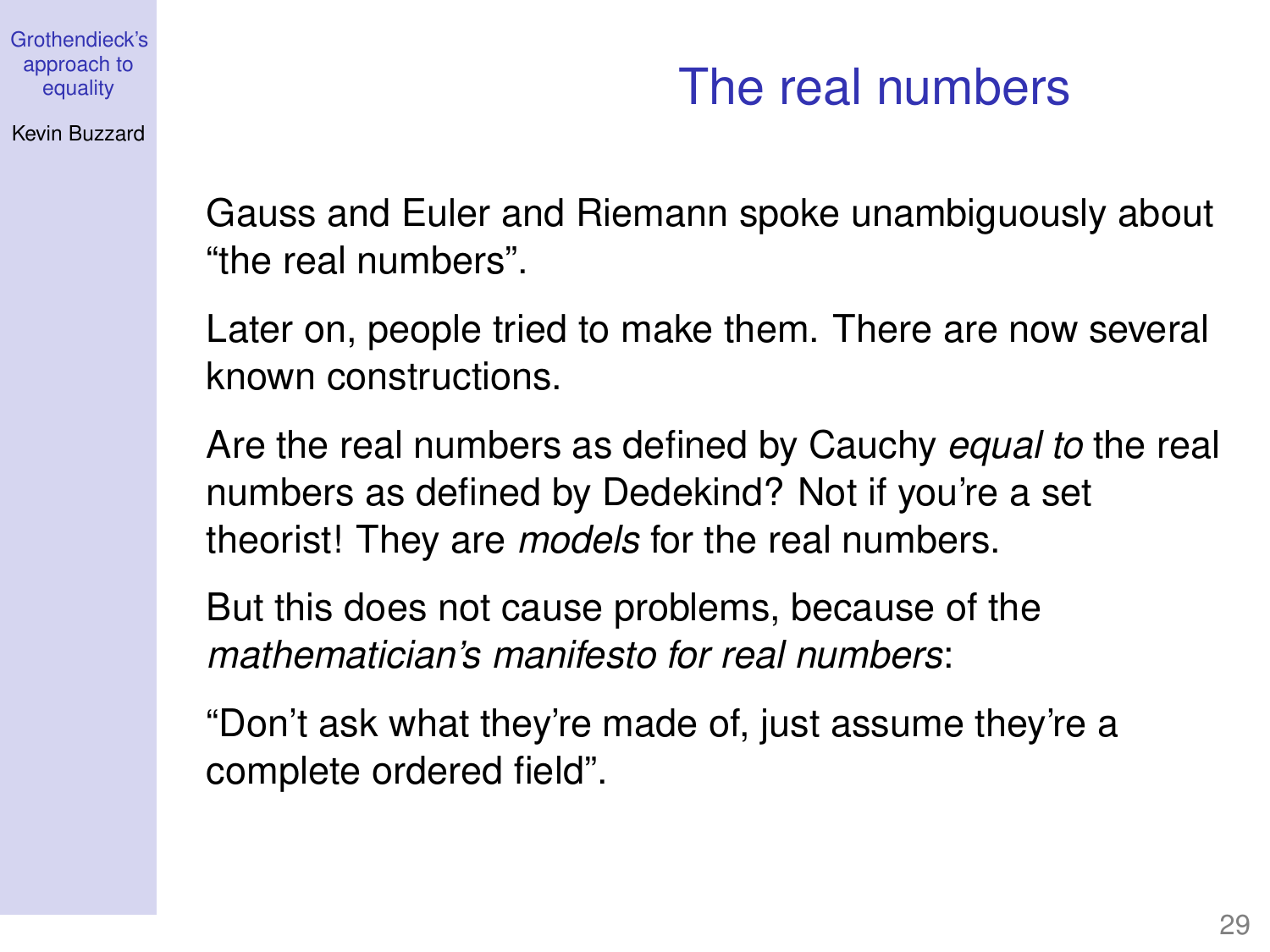# The real numbers

Gauss and Euler and Riemann spoke unambiguously about "the real numbers".

Later on, people tried to make them. There are now several known constructions.

Are the real numbers as defined by Cauchy *equal to* the real numbers as defined by Dedekind? Not if you're a set theorist! They are *models* for the real numbers.

But this does not cause problems, because of the *mathematician's manifesto for real numbers*:

"Don't ask what they're made of, just assume they're a complete ordered field".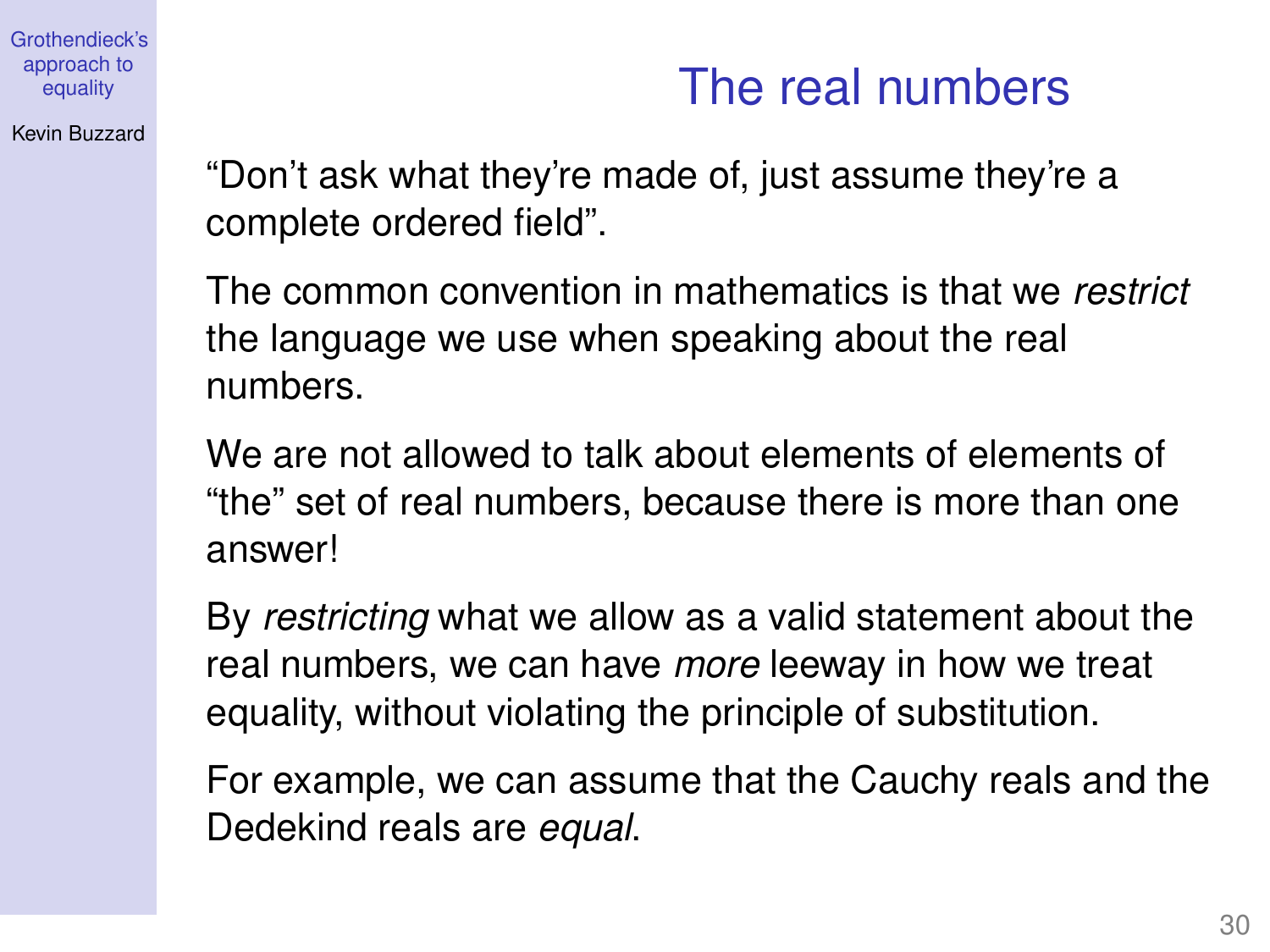# The real numbers

"Don't ask what they're made of, just assume they're a complete ordered field".

The common convention in mathematics is that we *restrict* the language we use when speaking about the real numbers.

We are not allowed to talk about elements of elements of "the" set of real numbers, because there is more than one answer!

By *restricting* what we allow as a valid statement about the real numbers, we can have *more* leeway in how we treat equality, without violating the principle of substitution.

For example, we can assume that the Cauchy reals and the Dedekind reals are *equal*.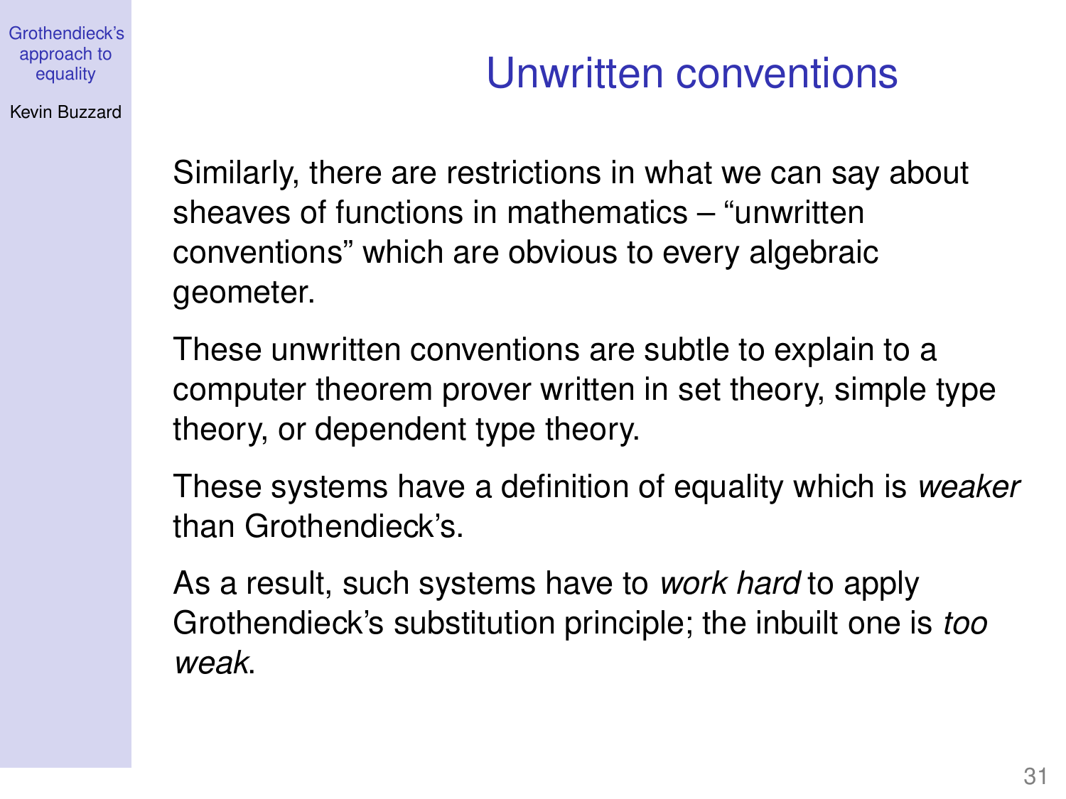# Unwritten conventions

Similarly, there are restrictions in what we can say about sheaves of functions in mathematics – "unwritten conventions" which are obvious to every algebraic geometer.

These unwritten conventions are subtle to explain to a computer theorem prover written in set theory, simple type theory, or dependent type theory.

These systems have a definition of equality which is *weaker* than Grothendieck's.

As a result, such systems have to *work hard* to apply Grothendieck's substitution principle; the inbuilt one is *too weak*.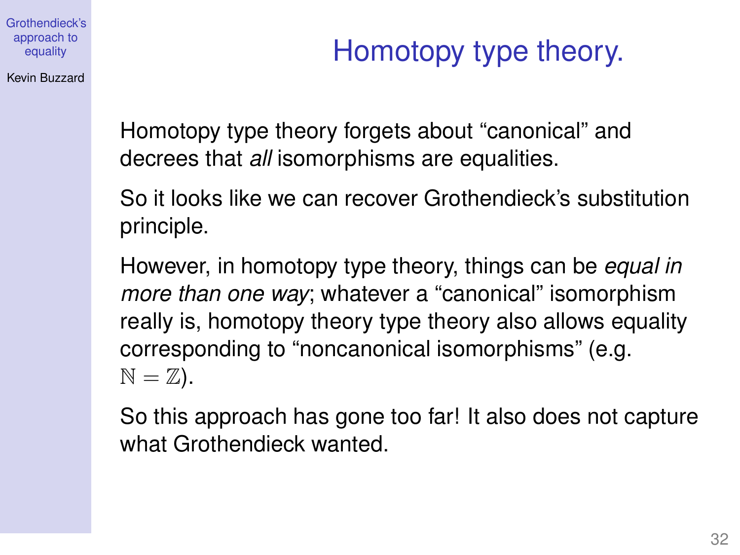# Homotopy type theory.

Homotopy type theory forgets about “canonical” and decrees that *all* isomorphisms are equalities.

So it looks like we can recover Grothendieck’s substitution principle.

However, in homotopy type theory, things can be *equal in more than one way*; whatever a “canonical” isomorphism really is, homotopy theory type theory also allows equality corresponding to “noncanonical isomorphisms” (e.g. $\mathbb{N} = \mathbb{Z}$).

So this approach has gone too far! It also does not capture what Grothendieck wanted.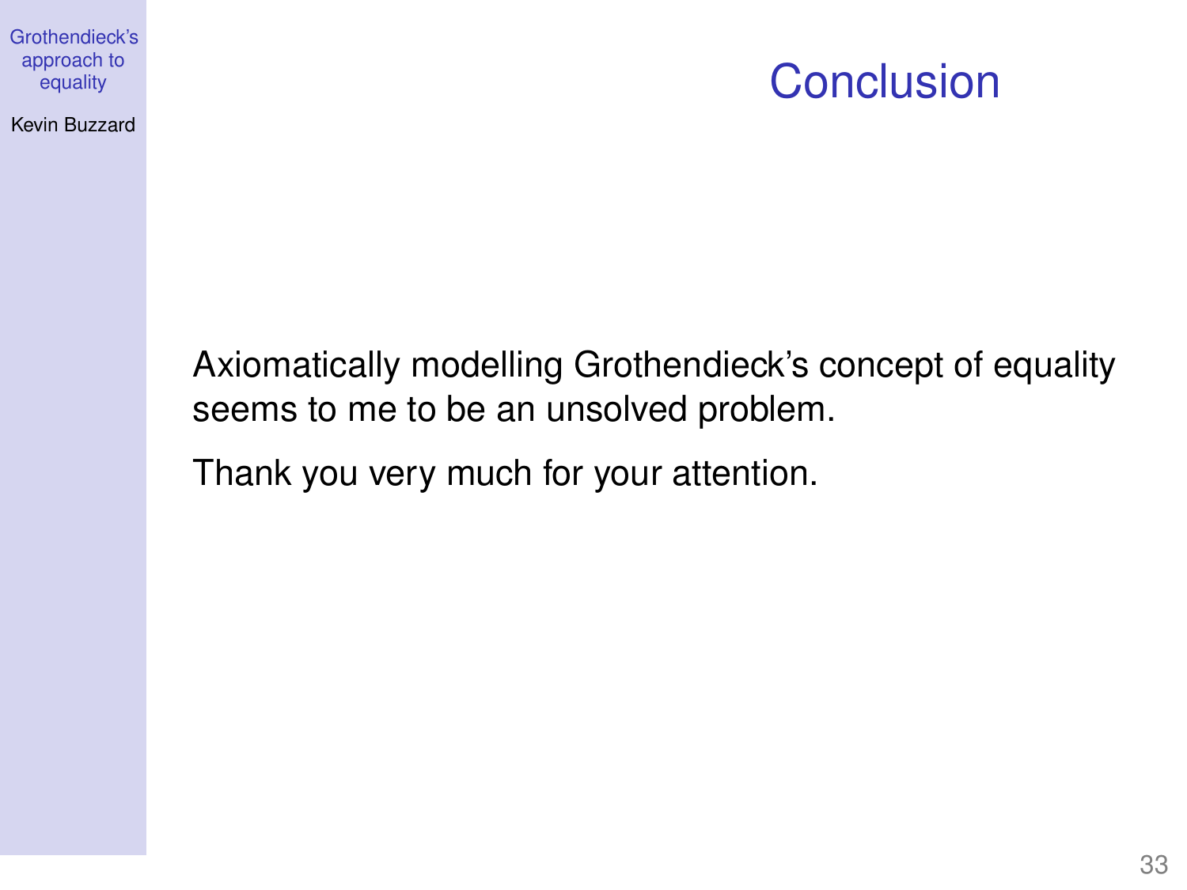# Conclusion

Axiomatically modelling Grothendieck's concept of equality seems to me to be an unsolved problem.

Thank you very much for your attention.